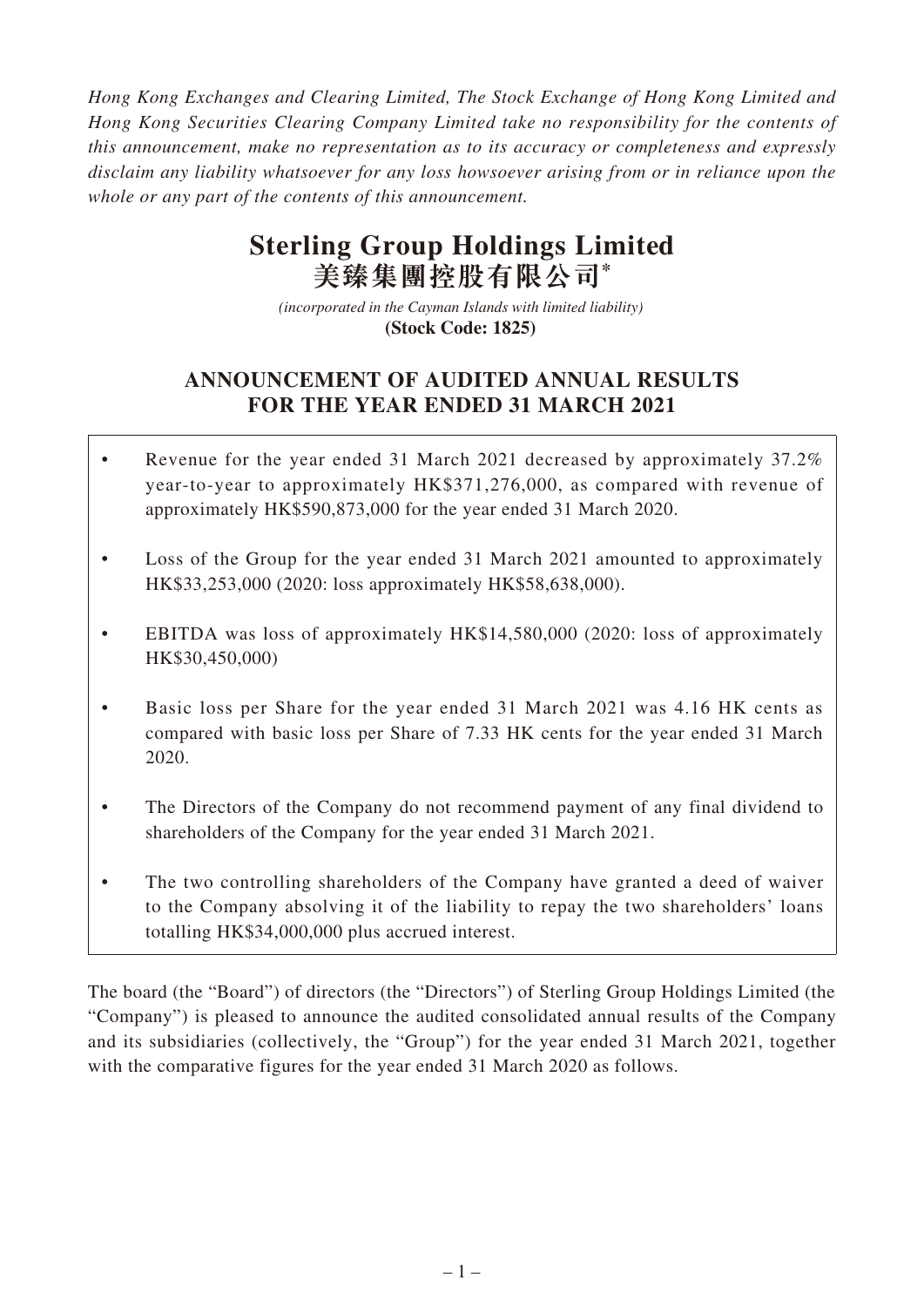*Hong Kong Exchanges and Clearing Limited, The Stock Exchange of Hong Kong Limited and Hong Kong Securities Clearing Company Limited take no responsibility for the contents of this announcement, make no representation as to its accuracy or completeness and expressly disclaim any liability whatsoever for any loss howsoever arising from or in reliance upon the whole or any part of the contents of this announcement.*

# Sterling Group Holdings Limited
# 美臻集團控股有限公司*

*(incorporated in the Cayman Islands with limited liability)*
**(Stock Code: 1825)**

## ANNOUNCEMENT OF AUDITED ANNUAL RESULTS FOR THE YEAR ENDED 31 MARCH 2021

- Revenue for the year ended 31 March 2021 decreased by approximately 37.2% year-to-year to approximately HK$371,276,000, as compared with revenue of approximately HK$590,873,000 for the year ended 31 March 2020.
- Loss of the Group for the year ended 31 March 2021 amounted to approximately HK$33,253,000 (2020: loss approximately HK$58,638,000).
- EBITDA was loss of approximately HK$14,580,000 (2020: loss of approximately HK$30,450,000)
- Basic loss per Share for the year ended 31 March 2021 was 4.16 HK cents as compared with basic loss per Share of 7.33 HK cents for the year ended 31 March 2020.
- The Directors of the Company do not recommend payment of any final dividend to shareholders of the Company for the year ended 31 March 2021.
- The two controlling shareholders of the Company have granted a deed of waiver to the Company absolving it of the liability to repay the two shareholders' loans totalling HK$34,000,000 plus accrued interest.

The board (the "Board") of directors (the "Directors") of Sterling Group Holdings Limited (the "Company") is pleased to announce the audited consolidated annual results of the Company and its subsidiaries (collectively, the "Group") for the year ended 31 March 2021, together with the comparative figures for the year ended 31 March 2020 as follows.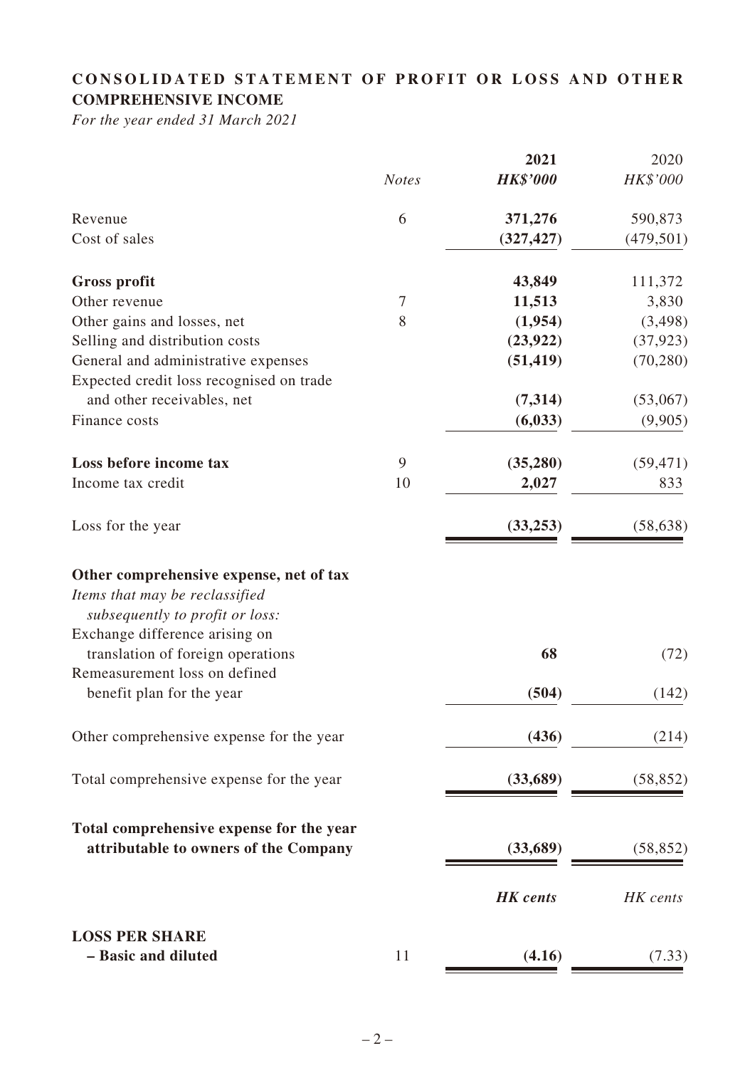## CONSOLIDATED STATEMENT OF PROFIT OR LOSS AND OTHER COMPREHENSIVE INCOME

*For the year ended 31 March 2021*

| | *Notes* | **2021** | 2020 |
|---|---|---|---|
| | | ***HK$'000*** | *HK$'000* |
| Revenue | 6 | **371,276** | 590,873 |
| Cost of sales | | **(327,427)** | (479,501) |
| **Gross profit** | | **43,849** | 111,372 |
| Other revenue | 7 | **11,513** | 3,830 |
| Other gains and losses, net | 8 | **(1,954)** | (3,498) |
| Selling and distribution costs | | **(23,922)** | (37,923) |
| General and administrative expenses | | **(51,419)** | (70,280) |
| Expected credit loss recognised on trade and other receivables, net | | **(7,314)** | (53,067) |
| Finance costs | | **(6,033)** | (9,905) |
| **Loss before income tax** | 9 | **(35,280)** | (59,471) |
| Income tax credit | 10 | **2,027** | 833 |
| Loss for the year | | **(33,253)** | (58,638) |
| **Other comprehensive expense, net of tax** | | | |
| *Items that may be reclassified subsequently to profit or loss:* | | | |
| Exchange difference arising on translation of foreign operations | | **68** | (72) |
| Remeasurement loss on defined benefit plan for the year | | **(504)** | (142) |
| Other comprehensive expense for the year | | **(436)** | (214) |
| Total comprehensive expense for the year | | **(33,689)** | (58,852) |
| **Total comprehensive expense for the year attributable to owners of the Company** | | **(33,689)** | (58,852) |
| | | ***HK cents*** | *HK cents* |
| **LOSS PER SHARE** | | | |
| **– Basic and diluted** | 11 | **(4.16)** | (7.33) |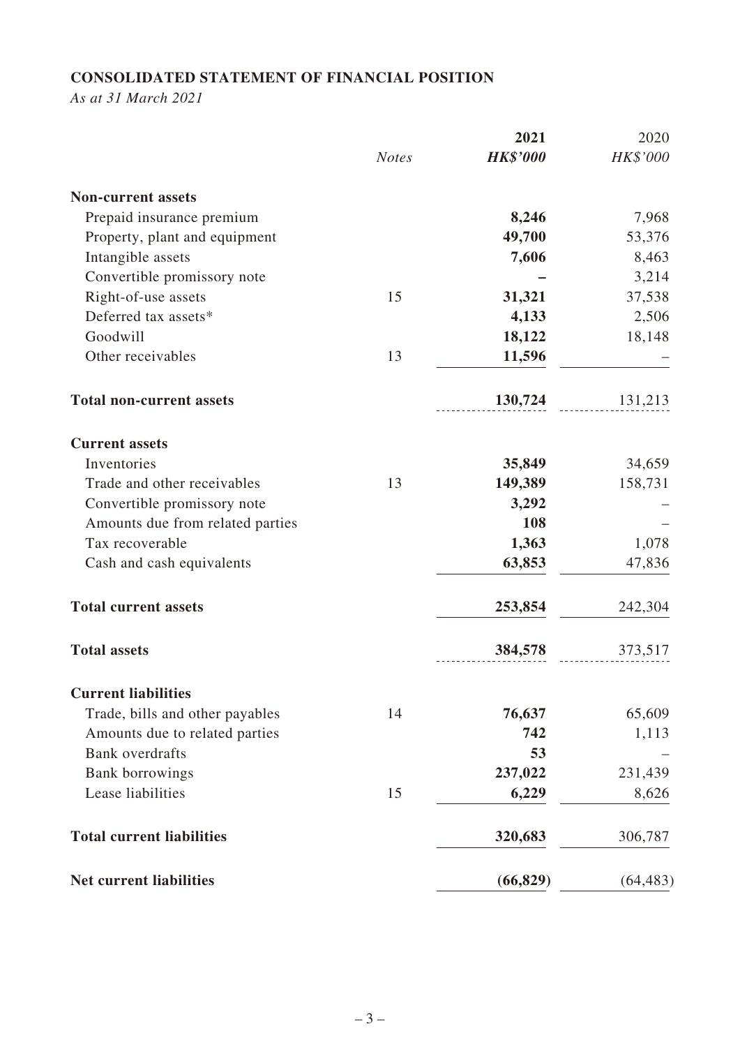**CONSOLIDATED STATEMENT OF FINANCIAL POSITION**

*As at 31 March 2021*

| | *Notes* | **2021** | 2020 |
|---|---|---|---|
| | | ***HK$'000*** | *HK$'000* |
| **Non-current assets** | | | |
| Prepaid insurance premium | | **8,246** | 7,968 |
| Property, plant and equipment | | **49,700** | 53,376 |
| Intangible assets | | **7,606** | 8,463 |
| Convertible promissory note | | **–** | 3,214 |
| Right-of-use assets | 15 | **31,321** | 37,538 |
| Deferred tax assets* | | **4,133** | 2,506 |
| Goodwill | | **18,122** | 18,148 |
| Other receivables | 13 | **11,596** | – |
| **Total non-current assets** | | **130,724** | 131,213 |
| **Current assets** | | | |
| Inventories | | **35,849** | 34,659 |
| Trade and other receivables | 13 | **149,389** | 158,731 |
| Convertible promissory note | | **3,292** | – |
| Amounts due from related parties | | **108** | – |
| Tax recoverable | | **1,363** | 1,078 |
| Cash and cash equivalents | | **63,853** | 47,836 |
| **Total current assets** | | **253,854** | 242,304 |
| **Total assets** | | **384,578** | 373,517 |
| **Current liabilities** | | | |
| Trade, bills and other payables | 14 | **76,637** | 65,609 |
| Amounts due to related parties | | **742** | 1,113 |
| Bank overdrafts | | **53** | – |
| Bank borrowings | | **237,022** | 231,439 |
| Lease liabilities | 15 | **6,229** | 8,626 |
| **Total current liabilities** | | **320,683** | 306,787 |
| **Net current liabilities** | | **(66,829)** | (64,483) |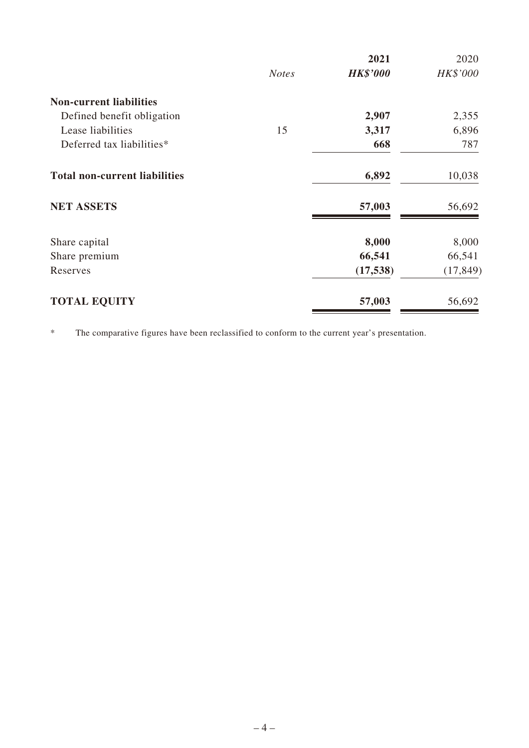| | Notes | 2021 HK$'000 | 2020 HK$'000 |
|---|---|---|---|
| **Non-current liabilities** | | | |
| Defined benefit obligation | | **2,907** | 2,355 |
| Lease liabilities | 15 | **3,317** | 6,896 |
| Deferred tax liabilities* | | **668** | 787 |
| **Total non-current liabilities** | | **6,892** | 10,038 |
| **NET ASSETS** | | **57,003** | 56,692 |
| Share capital | | **8,000** | 8,000 |
| Share premium | | **66,541** | 66,541 |
| Reserves | | **(17,538)** | (17,849) |
| **TOTAL EQUITY** | | **57,003** | 56,692 |

\* The comparative figures have been reclassified to conform to the current year's presentation.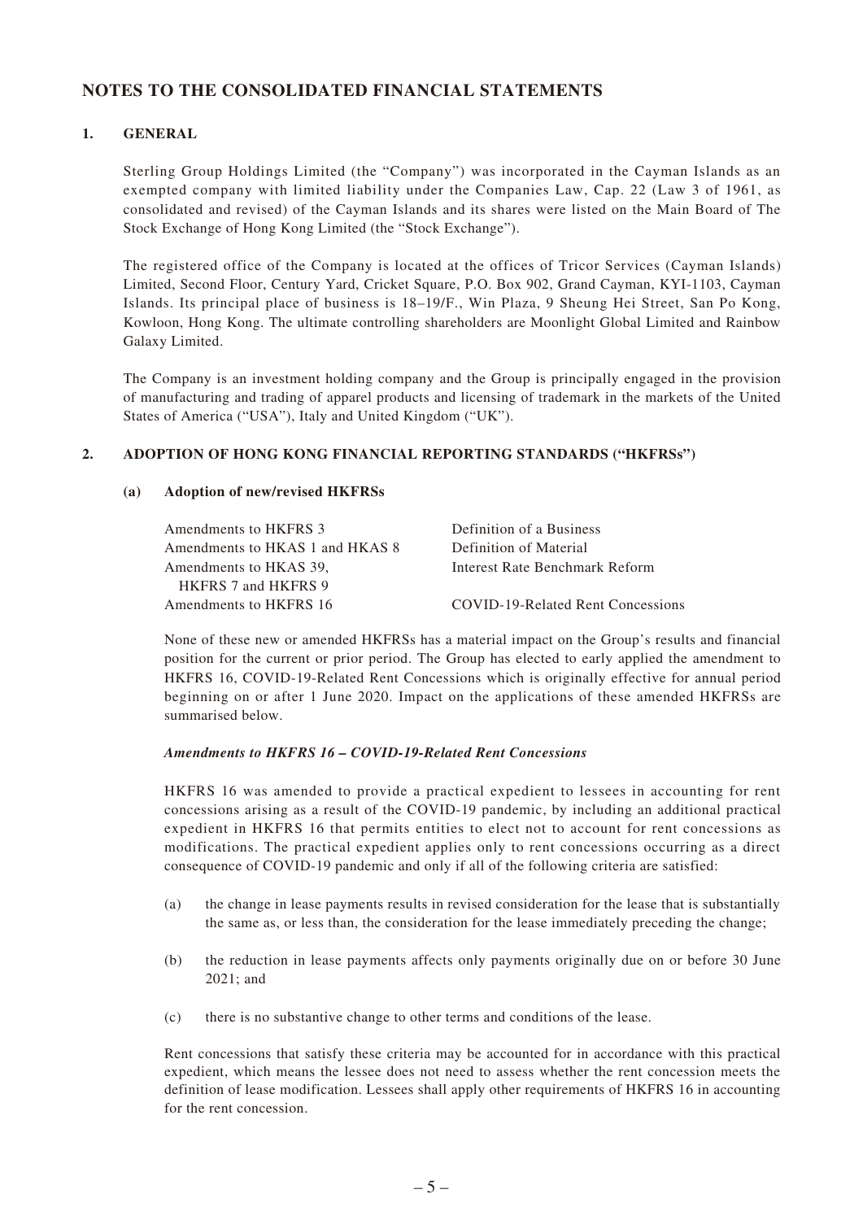# NOTES TO THE CONSOLIDATED FINANCIAL STATEMENTS

## 1. GENERAL

Sterling Group Holdings Limited (the "Company") was incorporated in the Cayman Islands as an exempted company with limited liability under the Companies Law, Cap. 22 (Law 3 of 1961, as consolidated and revised) of the Cayman Islands and its shares were listed on the Main Board of The Stock Exchange of Hong Kong Limited (the "Stock Exchange").

The registered office of the Company is located at the offices of Tricor Services (Cayman Islands) Limited, Second Floor, Century Yard, Cricket Square, P.O. Box 902, Grand Cayman, KYI-1103, Cayman Islands. Its principal place of business is 18–19/F., Win Plaza, 9 Sheung Hei Street, San Po Kong, Kowloon, Hong Kong. The ultimate controlling shareholders are Moonlight Global Limited and Rainbow Galaxy Limited.

The Company is an investment holding company and the Group is principally engaged in the provision of manufacturing and trading of apparel products and licensing of trademark in the markets of the United States of America ("USA"), Italy and United Kingdom ("UK").

## 2. ADOPTION OF HONG KONG FINANCIAL REPORTING STANDARDS ("HKFRSs")

### (a) Adoption of new/revised HKFRSs

| | |
|---|---|
| Amendments to HKFRS 3 | Definition of a Business |
| Amendments to HKAS 1 and HKAS 8 | Definition of Material |
| Amendments to HKAS 39, HKFRS 7 and HKFRS 9 | Interest Rate Benchmark Reform |
| Amendments to HKFRS 16 | COVID-19-Related Rent Concessions |

None of these new or amended HKFRSs has a material impact on the Group's results and financial position for the current or prior period. The Group has elected to early applied the amendment to HKFRS 16, COVID-19-Related Rent Concessions which is originally effective for annual period beginning on or after 1 June 2020. Impact on the applications of these amended HKFRSs are summarised below.

***Amendments to HKFRS 16 – COVID-19-Related Rent Concessions***

HKFRS 16 was amended to provide a practical expedient to lessees in accounting for rent concessions arising as a result of the COVID-19 pandemic, by including an additional practical expedient in HKFRS 16 that permits entities to elect not to account for rent concessions as modifications. The practical expedient applies only to rent concessions occurring as a direct consequence of COVID-19 pandemic and only if all of the following criteria are satisfied:

(a) the change in lease payments results in revised consideration for the lease that is substantially the same as, or less than, the consideration for the lease immediately preceding the change;

(b) the reduction in lease payments affects only payments originally due on or before 30 June 2021; and

(c) there is no substantive change to other terms and conditions of the lease.

Rent concessions that satisfy these criteria may be accounted for in accordance with this practical expedient, which means the lessee does not need to assess whether the rent concession meets the definition of lease modification. Lessees shall apply other requirements of HKFRS 16 in accounting for the rent concession.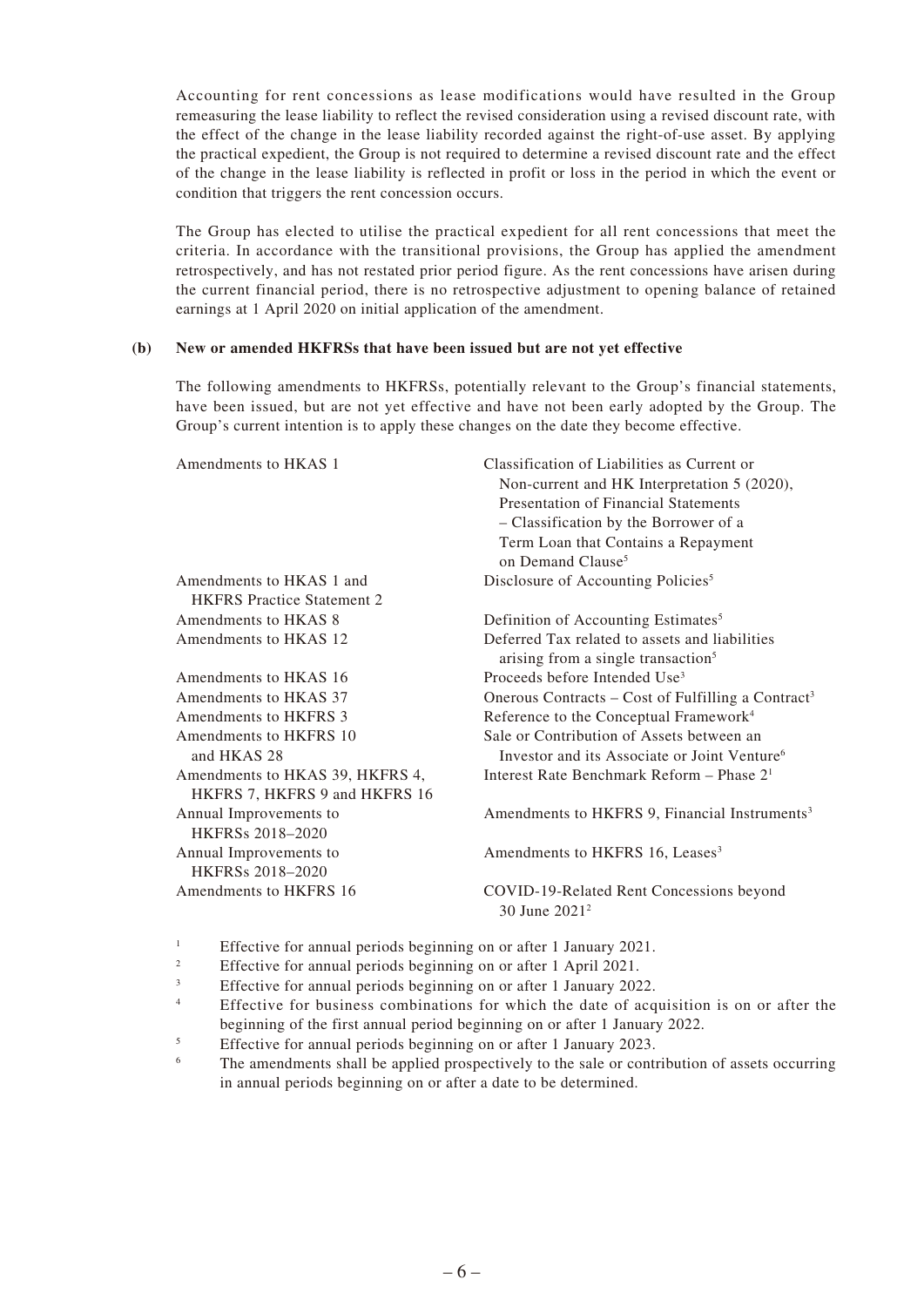Accounting for rent concessions as lease modifications would have resulted in the Group remeasuring the lease liability to reflect the revised consideration using a revised discount rate, with the effect of the change in the lease liability recorded against the right-of-use asset. By applying the practical expedient, the Group is not required to determine a revised discount rate and the effect of the change in the lease liability is reflected in profit or loss in the period in which the event or condition that triggers the rent concession occurs.

The Group has elected to utilise the practical expedient for all rent concessions that meet the criteria. In accordance with the transitional provisions, the Group has applied the amendment retrospectively, and has not restated prior period figure. As the rent concessions have arisen during the current financial period, there is no retrospective adjustment to opening balance of retained earnings at 1 April 2020 on initial application of the amendment.

**(b) New or amended HKFRSs that have been issued but are not yet effective**

The following amendments to HKFRSs, potentially relevant to the Group's financial statements, have been issued, but are not yet effective and have not been early adopted by the Group. The Group's current intention is to apply these changes on the date they become effective.

| | |
|---|---|
| Amendments to HKAS 1 | Classification of Liabilities as Current or Non-current and HK Interpretation 5 (2020), Presentation of Financial Statements – Classification by the Borrower of a Term Loan that Contains a Repayment on Demand Clause[5] |
| Amendments to HKAS 1 and HKFRS Practice Statement 2 | Disclosure of Accounting Policies[5] |
| Amendments to HKAS 8 | Definition of Accounting Estimates[5] |
| Amendments to HKAS 12 | Deferred Tax related to assets and liabilities arising from a single transaction[5] |
| Amendments to HKAS 16 | Proceeds before Intended Use[3] |
| Amendments to HKAS 37 | Onerous Contracts – Cost of Fulfilling a Contract[3] |
| Amendments to HKFRS 3 | Reference to the Conceptual Framework[4] |
| Amendments to HKFRS 10 and HKAS 28 | Sale or Contribution of Assets between an Investor and its Associate or Joint Venture[6] |
| Amendments to HKAS 39, HKFRS 4, HKFRS 7, HKFRS 9 and HKFRS 16 | Interest Rate Benchmark Reform – Phase 2[1] |
| Annual Improvements to HKFRSs 2018–2020 | Amendments to HKFRS 9, Financial Instruments[3] |
| Annual Improvements to HKFRSs 2018–2020 | Amendments to HKFRS 16, Leases[3] |
| Amendments to HKFRS 16 | COVID-19-Related Rent Concessions beyond 30 June 2021[2] |

[1] Effective for annual periods beginning on or after 1 January 2021.

[2] Effective for annual periods beginning on or after 1 April 2021.

[3] Effective for annual periods beginning on or after 1 January 2022.

[4] Effective for business combinations for which the date of acquisition is on or after the beginning of the first annual period beginning on or after 1 January 2022.

[5] Effective for annual periods beginning on or after 1 January 2023.

[6] The amendments shall be applied prospectively to the sale or contribution of assets occurring in annual periods beginning on or after a date to be determined.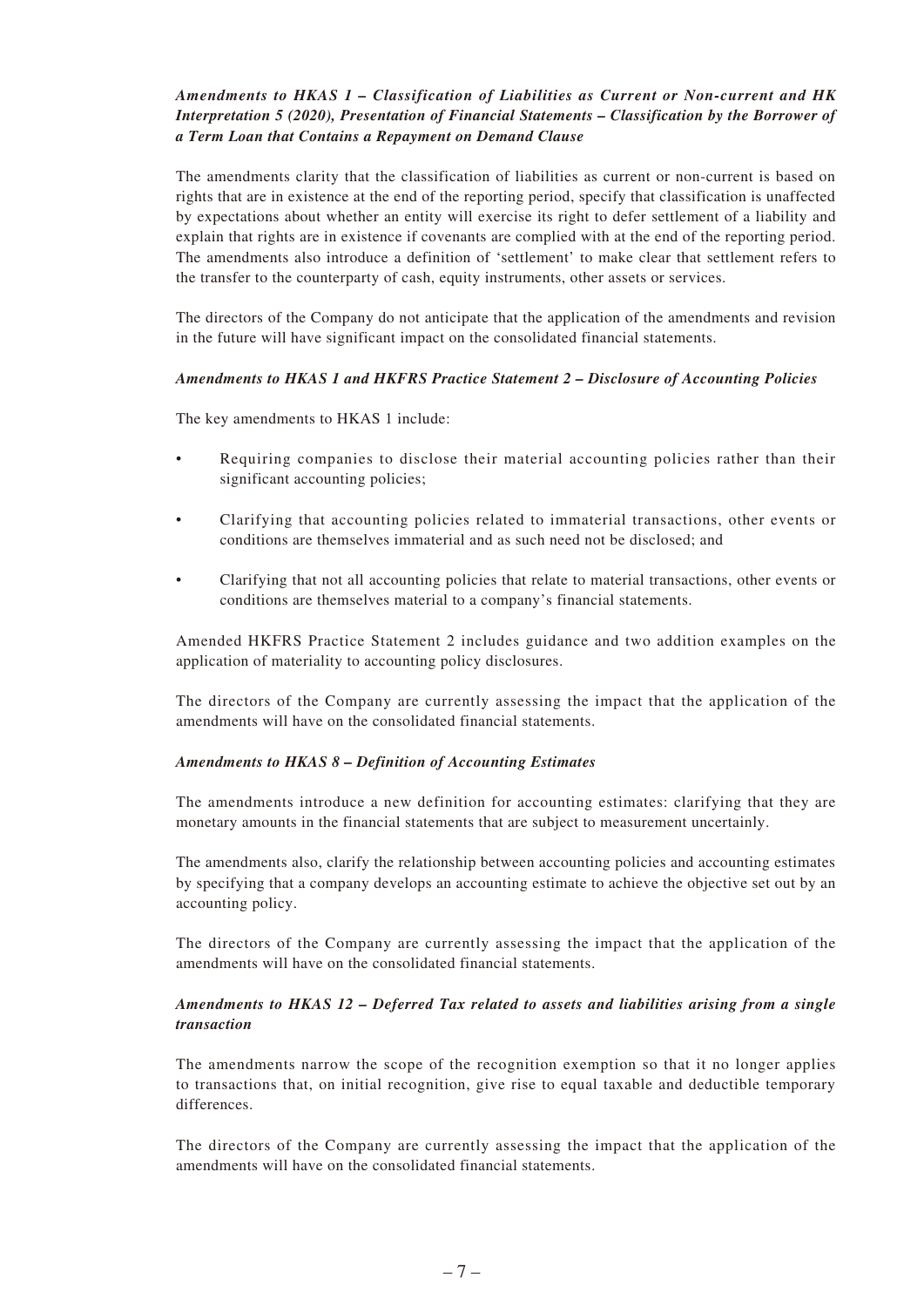***Amendments to HKAS 1 – Classification of Liabilities as Current or Non-current and HK Interpretation 5 (2020), Presentation of Financial Statements – Classification by the Borrower of a Term Loan that Contains a Repayment on Demand Clause***

The amendments clarity that the classification of liabilities as current or non-current is based on rights that are in existence at the end of the reporting period, specify that classification is unaffected by expectations about whether an entity will exercise its right to defer settlement of a liability and explain that rights are in existence if covenants are complied with at the end of the reporting period. The amendments also introduce a definition of 'settlement' to make clear that settlement refers to the transfer to the counterparty of cash, equity instruments, other assets or services.

The directors of the Company do not anticipate that the application of the amendments and revision in the future will have significant impact on the consolidated financial statements.

***Amendments to HKAS 1 and HKFRS Practice Statement 2 – Disclosure of Accounting Policies***

The key amendments to HKAS 1 include:

- Requiring companies to disclose their material accounting policies rather than their significant accounting policies;
- Clarifying that accounting policies related to immaterial transactions, other events or conditions are themselves immaterial and as such need not be disclosed; and
- Clarifying that not all accounting policies that relate to material transactions, other events or conditions are themselves material to a company's financial statements.

Amended HKFRS Practice Statement 2 includes guidance and two addition examples on the application of materiality to accounting policy disclosures.

The directors of the Company are currently assessing the impact that the application of the amendments will have on the consolidated financial statements.

***Amendments to HKAS 8 – Definition of Accounting Estimates***

The amendments introduce a new definition for accounting estimates: clarifying that they are monetary amounts in the financial statements that are subject to measurement uncertainly.

The amendments also, clarify the relationship between accounting policies and accounting estimates by specifying that a company develops an accounting estimate to achieve the objective set out by an accounting policy.

The directors of the Company are currently assessing the impact that the application of the amendments will have on the consolidated financial statements.

***Amendments to HKAS 12 – Deferred Tax related to assets and liabilities arising from a single transaction***

The amendments narrow the scope of the recognition exemption so that it no longer applies to transactions that, on initial recognition, give rise to equal taxable and deductible temporary differences.

The directors of the Company are currently assessing the impact that the application of the amendments will have on the consolidated financial statements.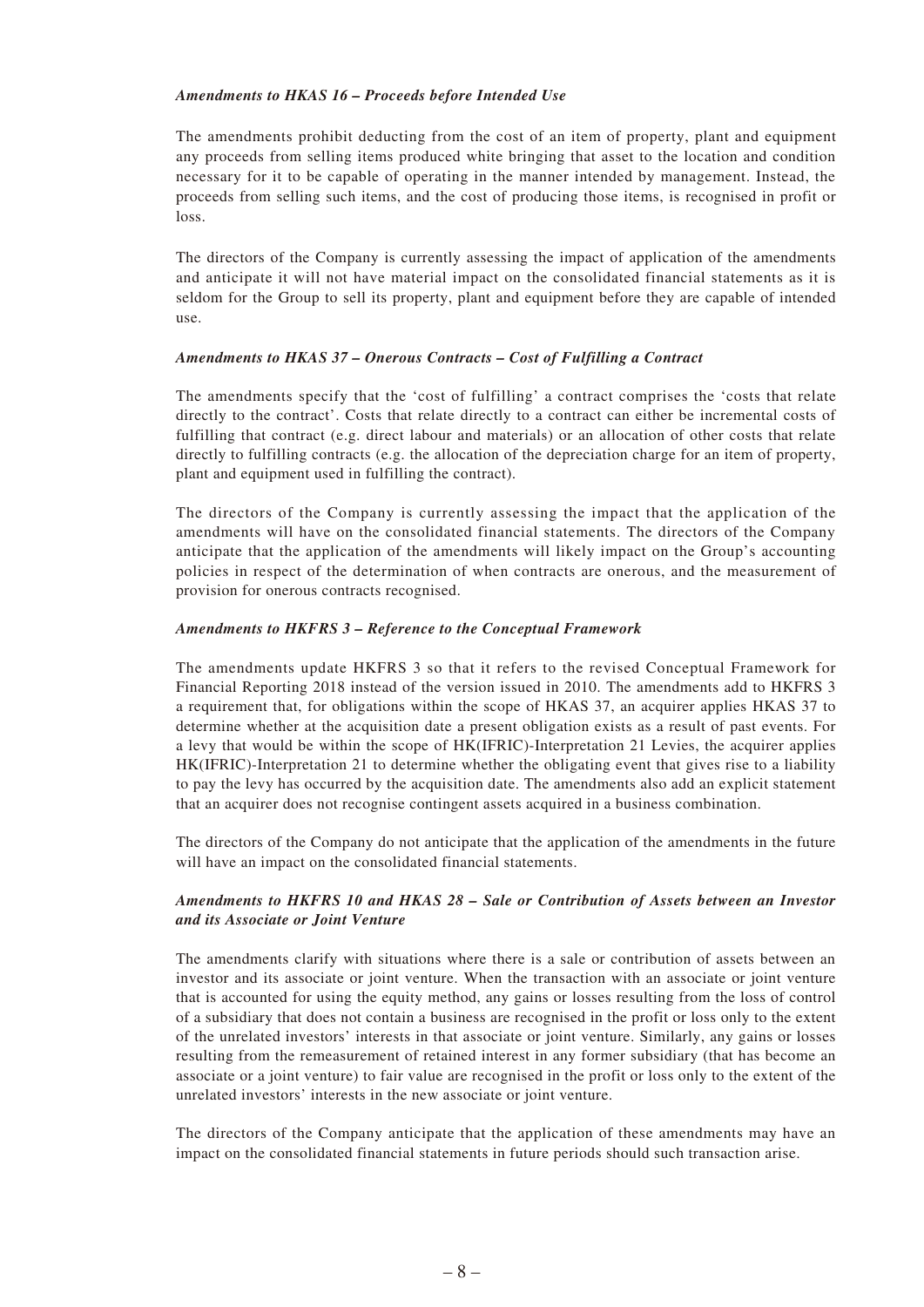***Amendments to HKAS 16 – Proceeds before Intended Use***

The amendments prohibit deducting from the cost of an item of property, plant and equipment any proceeds from selling items produced white bringing that asset to the location and condition necessary for it to be capable of operating in the manner intended by management. Instead, the proceeds from selling such items, and the cost of producing those items, is recognised in profit or loss.

The directors of the Company is currently assessing the impact of application of the amendments and anticipate it will not have material impact on the consolidated financial statements as it is seldom for the Group to sell its property, plant and equipment before they are capable of intended use.

***Amendments to HKAS 37 – Onerous Contracts – Cost of Fulfilling a Contract***

The amendments specify that the 'cost of fulfilling' a contract comprises the 'costs that relate directly to the contract'. Costs that relate directly to a contract can either be incremental costs of fulfilling that contract (e.g. direct labour and materials) or an allocation of other costs that relate directly to fulfilling contracts (e.g. the allocation of the depreciation charge for an item of property, plant and equipment used in fulfilling the contract).

The directors of the Company is currently assessing the impact that the application of the amendments will have on the consolidated financial statements. The directors of the Company anticipate that the application of the amendments will likely impact on the Group's accounting policies in respect of the determination of when contracts are onerous, and the measurement of provision for onerous contracts recognised.

***Amendments to HKFRS 3 – Reference to the Conceptual Framework***

The amendments update HKFRS 3 so that it refers to the revised Conceptual Framework for Financial Reporting 2018 instead of the version issued in 2010. The amendments add to HKFRS 3 a requirement that, for obligations within the scope of HKAS 37, an acquirer applies HKAS 37 to determine whether at the acquisition date a present obligation exists as a result of past events. For a levy that would be within the scope of HK(IFRIC)-Interpretation 21 Levies, the acquirer applies HK(IFRIC)-Interpretation 21 to determine whether the obligating event that gives rise to a liability to pay the levy has occurred by the acquisition date. The amendments also add an explicit statement that an acquirer does not recognise contingent assets acquired in a business combination.

The directors of the Company do not anticipate that the application of the amendments in the future will have an impact on the consolidated financial statements.

***Amendments to HKFRS 10 and HKAS 28 – Sale or Contribution of Assets between an Investor and its Associate or Joint Venture***

The amendments clarify with situations where there is a sale or contribution of assets between an investor and its associate or joint venture. When the transaction with an associate or joint venture that is accounted for using the equity method, any gains or losses resulting from the loss of control of a subsidiary that does not contain a business are recognised in the profit or loss only to the extent of the unrelated investors' interests in that associate or joint venture. Similarly, any gains or losses resulting from the remeasurement of retained interest in any former subsidiary (that has become an associate or a joint venture) to fair value are recognised in the profit or loss only to the extent of the unrelated investors' interests in the new associate or joint venture.

The directors of the Company anticipate that the application of these amendments may have an impact on the consolidated financial statements in future periods should such transaction arise.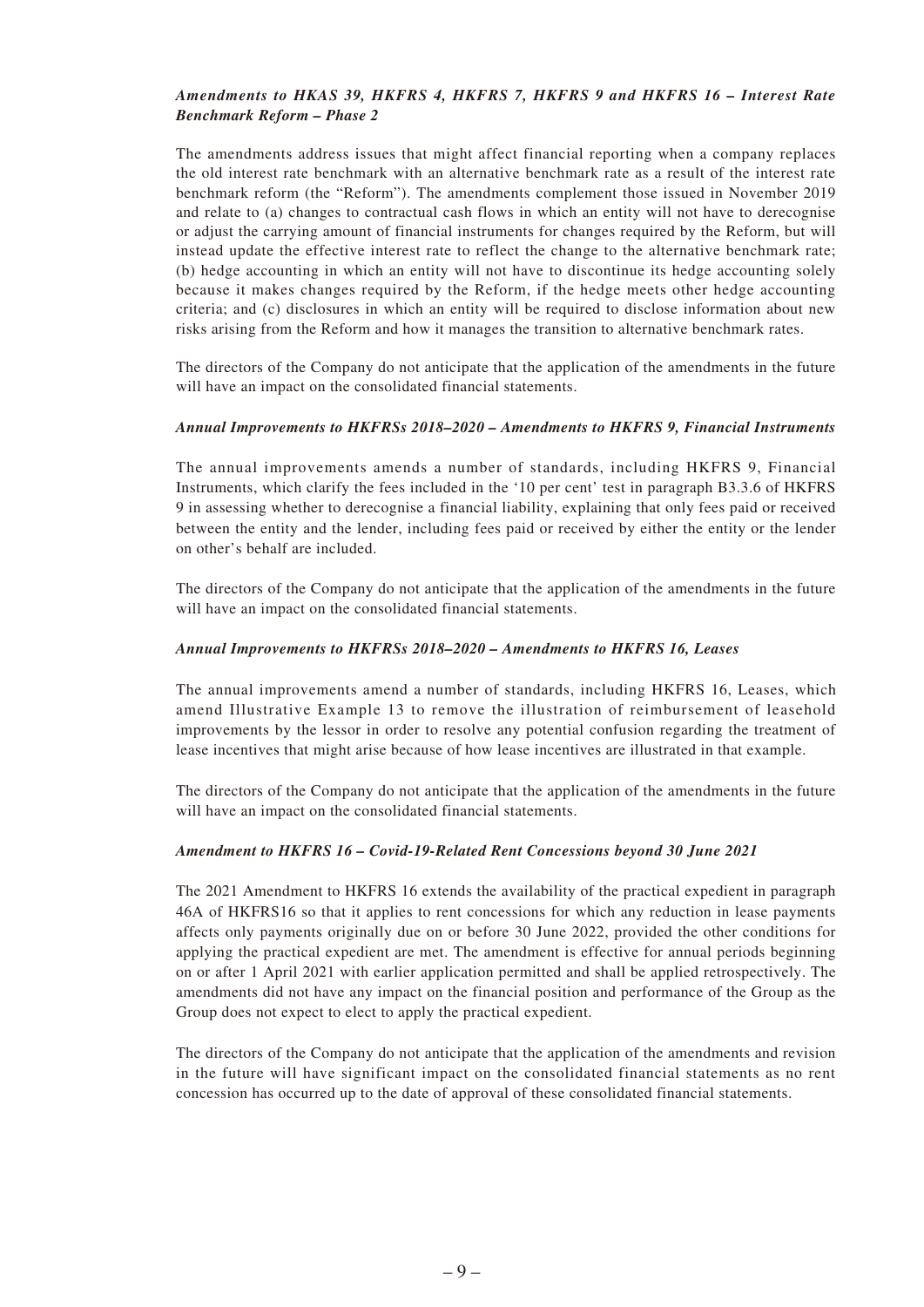***Amendments to HKAS 39, HKFRS 4, HKFRS 7, HKFRS 9 and HKFRS 16 – Interest Rate Benchmark Reform – Phase 2***

The amendments address issues that might affect financial reporting when a company replaces the old interest rate benchmark with an alternative benchmark rate as a result of the interest rate benchmark reform (the "Reform"). The amendments complement those issued in November 2019 and relate to (a) changes to contractual cash flows in which an entity will not have to derecognise or adjust the carrying amount of financial instruments for changes required by the Reform, but will instead update the effective interest rate to reflect the change to the alternative benchmark rate; (b) hedge accounting in which an entity will not have to discontinue its hedge accounting solely because it makes changes required by the Reform, if the hedge meets other hedge accounting criteria; and (c) disclosures in which an entity will be required to disclose information about new risks arising from the Reform and how it manages the transition to alternative benchmark rates.

The directors of the Company do not anticipate that the application of the amendments in the future will have an impact on the consolidated financial statements.

***Annual Improvements to HKFRSs 2018–2020 – Amendments to HKFRS 9, Financial Instruments***

The annual improvements amends a number of standards, including HKFRS 9, Financial Instruments, which clarify the fees included in the '10 per cent' test in paragraph B3.3.6 of HKFRS 9 in assessing whether to derecognise a financial liability, explaining that only fees paid or received between the entity and the lender, including fees paid or received by either the entity or the lender on other's behalf are included.

The directors of the Company do not anticipate that the application of the amendments in the future will have an impact on the consolidated financial statements.

***Annual Improvements to HKFRSs 2018–2020 – Amendments to HKFRS 16, Leases***

The annual improvements amend a number of standards, including HKFRS 16, Leases, which amend Illustrative Example 13 to remove the illustration of reimbursement of leasehold improvements by the lessor in order to resolve any potential confusion regarding the treatment of lease incentives that might arise because of how lease incentives are illustrated in that example.

The directors of the Company do not anticipate that the application of the amendments in the future will have an impact on the consolidated financial statements.

***Amendment to HKFRS 16 – Covid-19-Related Rent Concessions beyond 30 June 2021***

The 2021 Amendment to HKFRS 16 extends the availability of the practical expedient in paragraph 46A of HKFRS16 so that it applies to rent concessions for which any reduction in lease payments affects only payments originally due on or before 30 June 2022, provided the other conditions for applying the practical expedient are met. The amendment is effective for annual periods beginning on or after 1 April 2021 with earlier application permitted and shall be applied retrospectively. The amendments did not have any impact on the financial position and performance of the Group as the Group does not expect to elect to apply the practical expedient.

The directors of the Company do not anticipate that the application of the amendments and revision in the future will have significant impact on the consolidated financial statements as no rent concession has occurred up to the date of approval of these consolidated financial statements.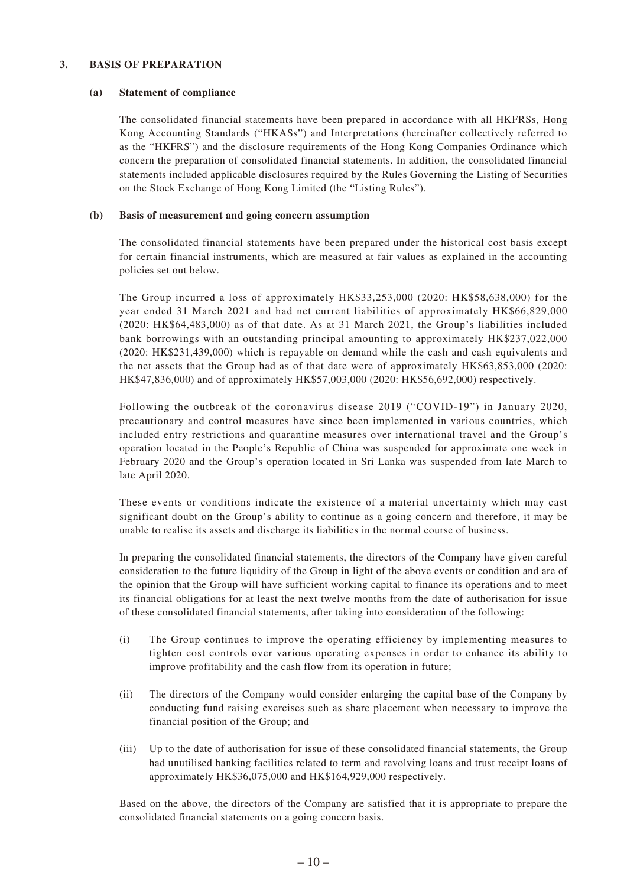## 3. BASIS OF PREPARATION

### (a) Statement of compliance

The consolidated financial statements have been prepared in accordance with all HKFRSs, Hong Kong Accounting Standards ("HKASs") and Interpretations (hereinafter collectively referred to as the "HKFRS") and the disclosure requirements of the Hong Kong Companies Ordinance which concern the preparation of consolidated financial statements. In addition, the consolidated financial statements included applicable disclosures required by the Rules Governing the Listing of Securities on the Stock Exchange of Hong Kong Limited (the "Listing Rules").

### (b) Basis of measurement and going concern assumption

The consolidated financial statements have been prepared under the historical cost basis except for certain financial instruments, which are measured at fair values as explained in the accounting policies set out below.

The Group incurred a loss of approximately HK$33,253,000 (2020: HK$58,638,000) for the year ended 31 March 2021 and had net current liabilities of approximately HK$66,829,000 (2020: HK$64,483,000) as of that date. As at 31 March 2021, the Group's liabilities included bank borrowings with an outstanding principal amounting to approximately HK$237,022,000 (2020: HK$231,439,000) which is repayable on demand while the cash and cash equivalents and the net assets that the Group had as of that date were of approximately HK$63,853,000 (2020: HK$47,836,000) and of approximately HK$57,003,000 (2020: HK$56,692,000) respectively.

Following the outbreak of the coronavirus disease 2019 ("COVID-19") in January 2020, precautionary and control measures have since been implemented in various countries, which included entry restrictions and quarantine measures over international travel and the Group's operation located in the People's Republic of China was suspended for approximate one week in February 2020 and the Group's operation located in Sri Lanka was suspended from late March to late April 2020.

These events or conditions indicate the existence of a material uncertainty which may cast significant doubt on the Group's ability to continue as a going concern and therefore, it may be unable to realise its assets and discharge its liabilities in the normal course of business.

In preparing the consolidated financial statements, the directors of the Company have given careful consideration to the future liquidity of the Group in light of the above events or condition and are of the opinion that the Group will have sufficient working capital to finance its operations and to meet its financial obligations for at least the next twelve months from the date of authorisation for issue of these consolidated financial statements, after taking into consideration of the following:

(i) The Group continues to improve the operating efficiency by implementing measures to tighten cost controls over various operating expenses in order to enhance its ability to improve profitability and the cash flow from its operation in future;

(ii) The directors of the Company would consider enlarging the capital base of the Company by conducting fund raising exercises such as share placement when necessary to improve the financial position of the Group; and

(iii) Up to the date of authorisation for issue of these consolidated financial statements, the Group had unutilised banking facilities related to term and revolving loans and trust receipt loans of approximately HK$36,075,000 and HK$164,929,000 respectively.

Based on the above, the directors of the Company are satisfied that it is appropriate to prepare the consolidated financial statements on a going concern basis.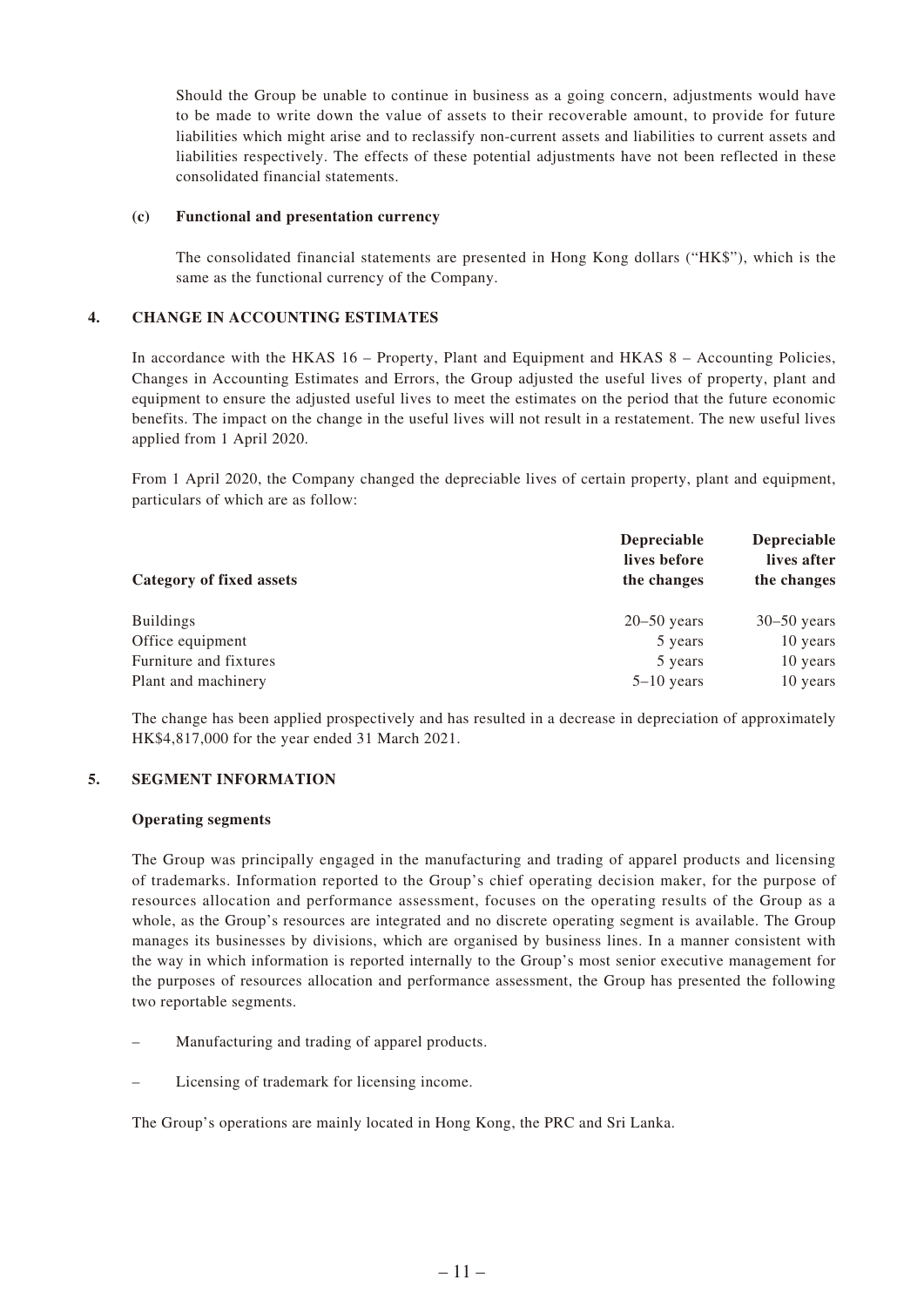Should the Group be unable to continue in business as a going concern, adjustments would have to be made to write down the value of assets to their recoverable amount, to provide for future liabilities which might arise and to reclassify non-current assets and liabilities to current assets and liabilities respectively. The effects of these potential adjustments have not been reflected in these consolidated financial statements.

**(c) Functional and presentation currency**

The consolidated financial statements are presented in Hong Kong dollars ("HK$"), which is the same as the functional currency of the Company.

## 4. CHANGE IN ACCOUNTING ESTIMATES

In accordance with the HKAS 16 – Property, Plant and Equipment and HKAS 8 – Accounting Policies, Changes in Accounting Estimates and Errors, the Group adjusted the useful lives of property, plant and equipment to ensure the adjusted useful lives to meet the estimates on the period that the future economic benefits. The impact on the change in the useful lives will not result in a restatement. The new useful lives applied from 1 April 2020.

From 1 April 2020, the Company changed the depreciable lives of certain property, plant and equipment, particulars of which are as follow:

| Category of fixed assets | Depreciable lives before the changes | Depreciable lives after the changes |
|---|---|---|
| Buildings | 20–50 years | 30–50 years |
| Office equipment | 5 years | 10 years |
| Furniture and fixtures | 5 years | 10 years |
| Plant and machinery | 5–10 years | 10 years |

The change has been applied prospectively and has resulted in a decrease in depreciation of approximately HK$4,817,000 for the year ended 31 March 2021.

## 5. SEGMENT INFORMATION

**Operating segments**

The Group was principally engaged in the manufacturing and trading of apparel products and licensing of trademarks. Information reported to the Group's chief operating decision maker, for the purpose of resources allocation and performance assessment, focuses on the operating results of the Group as a whole, as the Group's resources are integrated and no discrete operating segment is available. The Group manages its businesses by divisions, which are organised by business lines. In a manner consistent with the way in which information is reported internally to the Group's most senior executive management for the purposes of resources allocation and performance assessment, the Group has presented the following two reportable segments.

– Manufacturing and trading of apparel products.

– Licensing of trademark for licensing income.

The Group's operations are mainly located in Hong Kong, the PRC and Sri Lanka.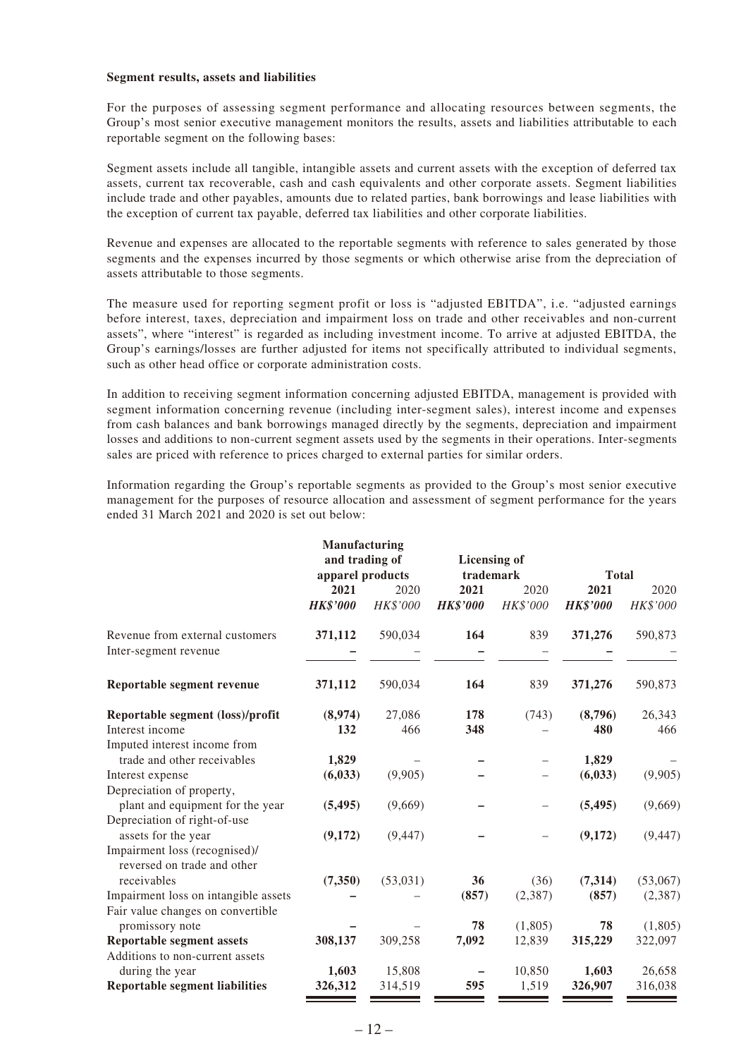**Segment results, assets and liabilities**

For the purposes of assessing segment performance and allocating resources between segments, the Group's most senior executive management monitors the results, assets and liabilities attributable to each reportable segment on the following bases:

Segment assets include all tangible, intangible assets and current assets with the exception of deferred tax assets, current tax recoverable, cash and cash equivalents and other corporate assets. Segment liabilities include trade and other payables, amounts due to related parties, bank borrowings and lease liabilities with the exception of current tax payable, deferred tax liabilities and other corporate liabilities.

Revenue and expenses are allocated to the reportable segments with reference to sales generated by those segments and the expenses incurred by those segments or which otherwise arise from the depreciation of assets attributable to those segments.

The measure used for reporting segment profit or loss is "adjusted EBITDA", i.e. "adjusted earnings before interest, taxes, depreciation and impairment loss on trade and other receivables and non-current assets", where "interest" is regarded as including investment income. To arrive at adjusted EBITDA, the Group's earnings/losses are further adjusted for items not specifically attributed to individual segments, such as other head office or corporate administration costs.

In addition to receiving segment information concerning adjusted EBITDA, management is provided with segment information concerning revenue (including inter-segment sales), interest income and expenses from cash balances and bank borrowings managed directly by the segments, depreciation and impairment losses and additions to non-current segment assets used by the segments in their operations. Inter-segments sales are priced with reference to prices charged to external parties for similar orders.

Information regarding the Group's reportable segments as provided to the Group's most senior executive management for the purposes of resource allocation and assessment of segment performance for the years ended 31 March 2021 and 2020 is set out below:

| | Manufacturing and trading of apparel products | | Licensing of trademark | | Total | |
|---|---|---|---|---|---|---|
| | **2021** | 2020 | **2021** | 2020 | **2021** | 2020 |
| | ***HK$'000*** | *HK$'000* | ***HK$'000*** | *HK$'000* | ***HK$'000*** | *HK$'000* |
| Revenue from external customers | **371,112** | 590,034 | **164** | 839 | **371,276** | 590,873 |
| Inter-segment revenue | **–** | – | **–** | – | **–** | – |
| **Reportable segment revenue** | **371,112** | 590,034 | **164** | 839 | **371,276** | 590,873 |
| **Reportable segment (loss)/profit** | **(8,974)** | 27,086 | **178** | (743) | **(8,796)** | 26,343 |
| Interest income | **132** | 466 | **348** | – | **480** | 466 |
| Imputed interest income from trade and other receivables | **1,829** | – | **–** | – | **1,829** | – |
| Interest expense | **(6,033)** | (9,905) | **–** | – | **(6,033)** | (9,905) |
| Depreciation of property, plant and equipment for the year | **(5,495)** | (9,669) | **–** | – | **(5,495)** | (9,669) |
| Depreciation of right-of-use assets for the year | **(9,172)** | (9,447) | **–** | – | **(9,172)** | (9,447) |
| Impairment loss (recognised)/ reversed on trade and other receivables | **(7,350)** | (53,031) | **36** | (36) | **(7,314)** | (53,067) |
| Impairment loss on intangible assets | **–** | – | **(857)** | (2,387) | **(857)** | (2,387) |
| Fair value changes on convertible promissory note | **–** | – | **78** | (1,805) | **78** | (1,805) |
| **Reportable segment assets** | **308,137** | 309,258 | **7,092** | 12,839 | **315,229** | 322,097 |
| Additions to non-current assets during the year | **1,603** | 15,808 | **–** | 10,850 | **1,603** | 26,658 |
| **Reportable segment liabilities** | **326,312** | 314,519 | **595** | 1,519 | **326,907** | 316,038 |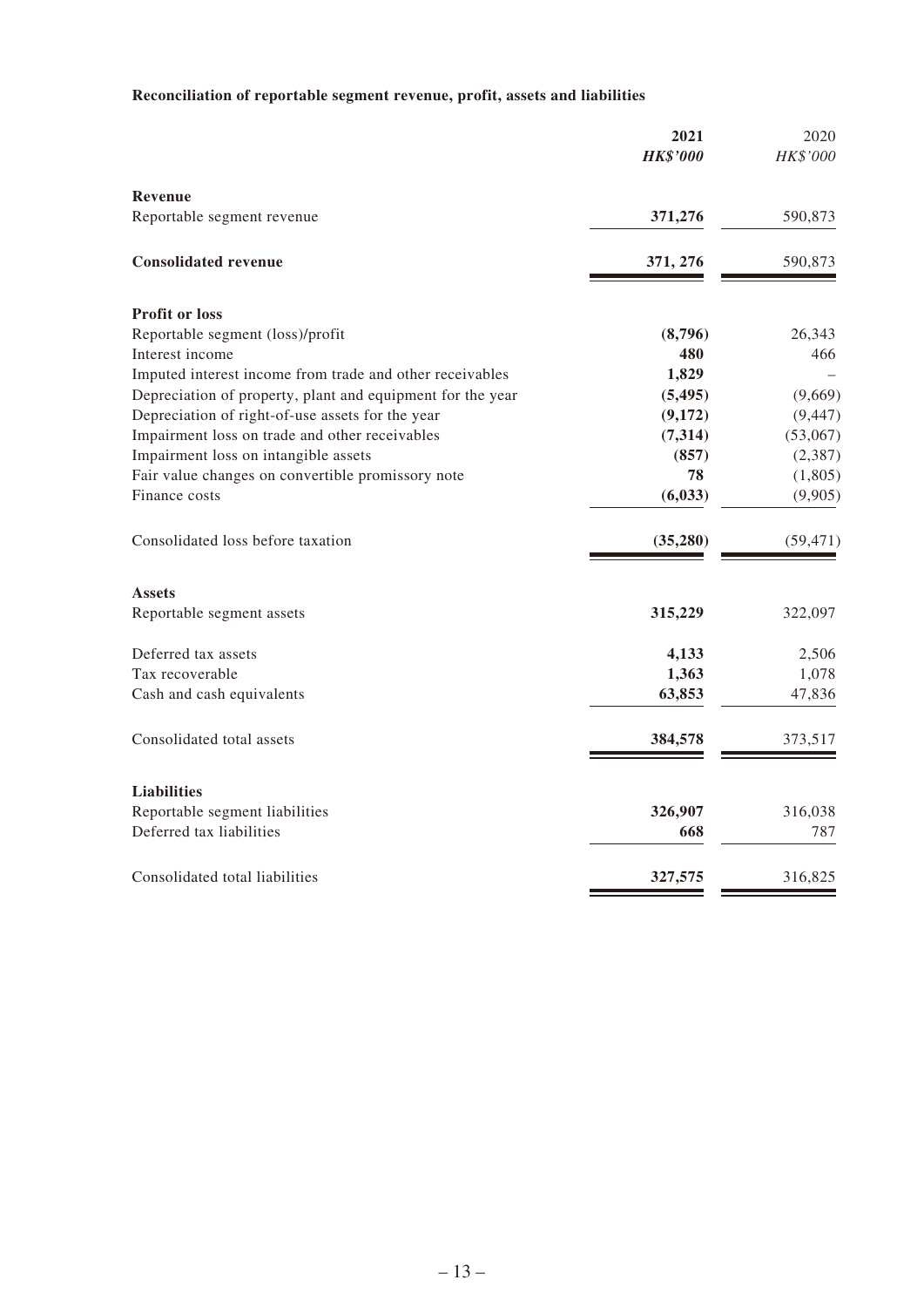**Reconciliation of reportable segment revenue, profit, assets and liabilities**

| | **2021** | 2020 |
|---|---|---|
| | ***HK$'000*** | *HK$'000* |
| **Revenue** | | |
| Reportable segment revenue | **371,276** | 590,873 |
| **Consolidated revenue** | **371, 276** | 590,873 |
| **Profit or loss** | | |
| Reportable segment (loss)/profit | **(8,796)** | 26,343 |
| Interest income | **480** | 466 |
| Imputed interest income from trade and other receivables | **1,829** | – |
| Depreciation of property, plant and equipment for the year | **(5,495)** | (9,669) |
| Depreciation of right-of-use assets for the year | **(9,172)** | (9,447) |
| Impairment loss on trade and other receivables | **(7,314)** | (53,067) |
| Impairment loss on intangible assets | **(857)** | (2,387) |
| Fair value changes on convertible promissory note | **78** | (1,805) |
| Finance costs | **(6,033)** | (9,905) |
| Consolidated loss before taxation | **(35,280)** | (59,471) |
| **Assets** | | |
| Reportable segment assets | **315,229** | 322,097 |
| Deferred tax assets | **4,133** | 2,506 |
| Tax recoverable | **1,363** | 1,078 |
| Cash and cash equivalents | **63,853** | 47,836 |
| Consolidated total assets | **384,578** | 373,517 |
| **Liabilities** | | |
| Reportable segment liabilities | **326,907** | 316,038 |
| Deferred tax liabilities | **668** | 787 |
| Consolidated total liabilities | **327,575** | 316,825 |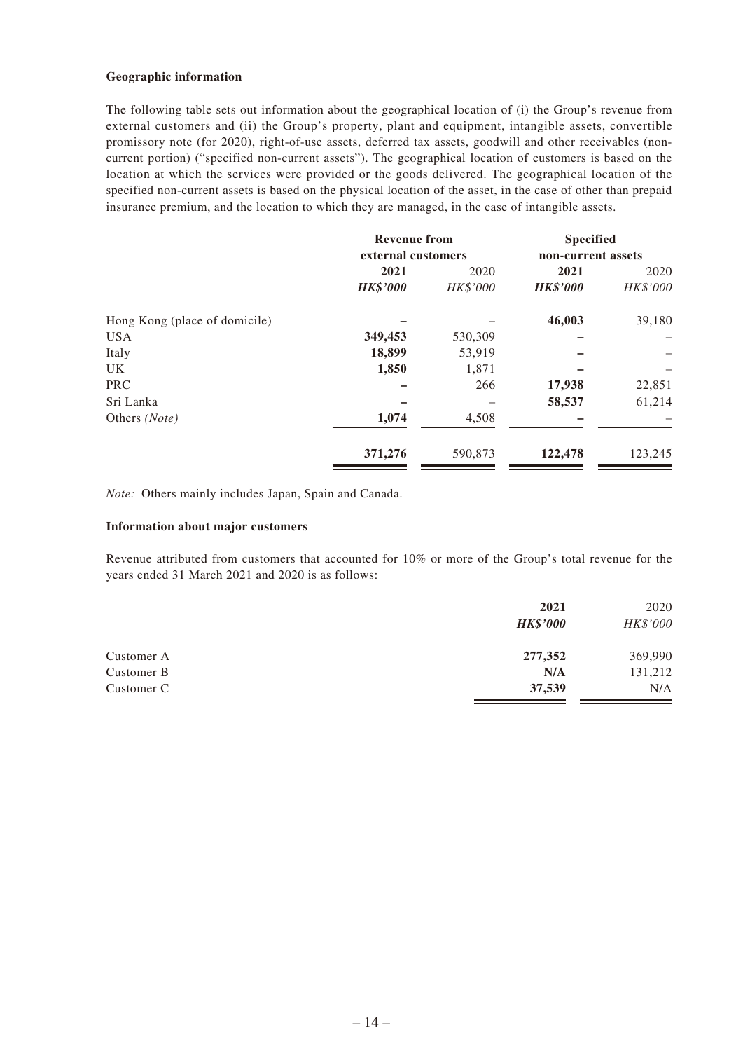**Geographic information**

The following table sets out information about the geographical location of (i) the Group's revenue from external customers and (ii) the Group's property, plant and equipment, intangible assets, convertible promissory note (for 2020), right-of-use assets, deferred tax assets, goodwill and other receivables (non-current portion) ("specified non-current assets"). The geographical location of customers is based on the location at which the services were provided or the goods delivered. The geographical location of the specified non-current assets is based on the physical location of the asset, in the case of other than prepaid insurance premium, and the location to which they are managed, in the case of intangible assets.

| | Revenue from external customers | | Specified non-current assets | |
|---|---|---|---|---|
| | **2021** | 2020 | **2021** | 2020 |
| | ***HK\$'000*** | *HK\$'000* | ***HK\$'000*** | *HK\$'000* |
| Hong Kong (place of domicile) | **–** | – | **46,003** | 39,180 |
| USA | **349,453** | 530,309 | **–** | – |
| Italy | **18,899** | 53,919 | **–** | – |
| UK | **1,850** | 1,871 | **–** | – |
| PRC | **–** | 266 | **17,938** | 22,851 |
| Sri Lanka | **–** | – | **58,537** | 61,214 |
| Others *(Note)* | **1,074** | 4,508 | **–** | – |
| | **371,276** | 590,873 | **122,478** | 123,245 |

*Note:* Others mainly includes Japan, Spain and Canada.

**Information about major customers**

Revenue attributed from customers that accounted for 10% or more of the Group's total revenue for the years ended 31 March 2021 and 2020 is as follows:

| | **2021** | 2020 |
|---|---|---|
| | ***HK\$'000*** | *HK\$'000* |
| Customer A | **277,352** | 369,990 |
| Customer B | **N/A** | 131,212 |
| Customer C | **37,539** | N/A |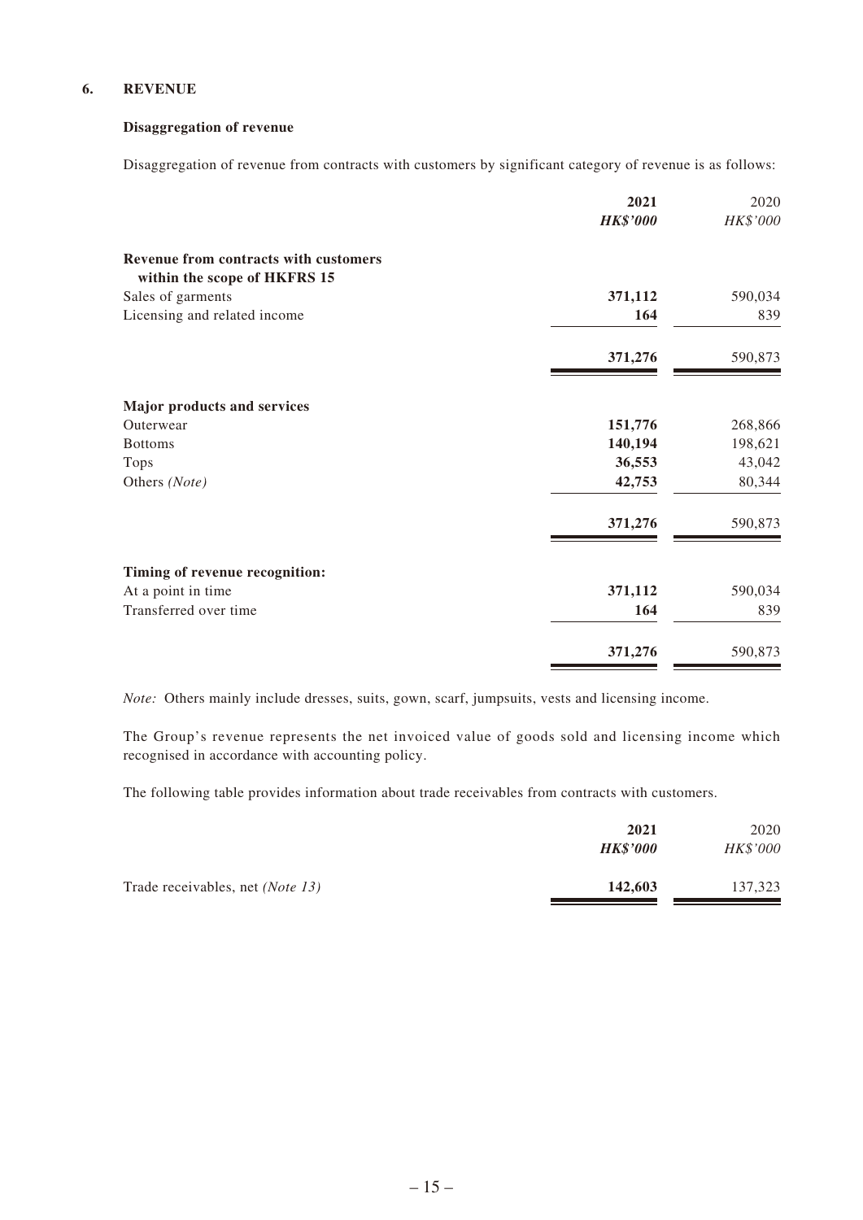## 6. REVENUE

### Disaggregation of revenue

Disaggregation of revenue from contracts with customers by significant category of revenue is as follows:

| | **2021** | 2020 |
|---|---|---|
| | ***HK$'000*** | *HK$'000* |
| **Revenue from contracts with customers within the scope of HKFRS 15** | | |
| Sales of garments | **371,112** | 590,034 |
| Licensing and related income | **164** | 839 |
| | **371,276** | 590,873 |
| **Major products and services** | | |
| Outerwear | **151,776** | 268,866 |
| Bottoms | **140,194** | 198,621 |
| Tops | **36,553** | 43,042 |
| Others *(Note)* | **42,753** | 80,344 |
| | **371,276** | 590,873 |
| **Timing of revenue recognition:** | | |
| At a point in time | **371,112** | 590,034 |
| Transferred over time | **164** | 839 |
| | **371,276** | 590,873 |

*Note:* Others mainly include dresses, suits, gown, scarf, jumpsuits, vests and licensing income.

The Group's revenue represents the net invoiced value of goods sold and licensing income which recognised in accordance with accounting policy.

The following table provides information about trade receivables from contracts with customers.

| | **2021** | 2020 |
|---|---|---|
| | ***HK$'000*** | *HK$'000* |
| Trade receivables, net *(Note 13)* | **142,603** | 137,323 |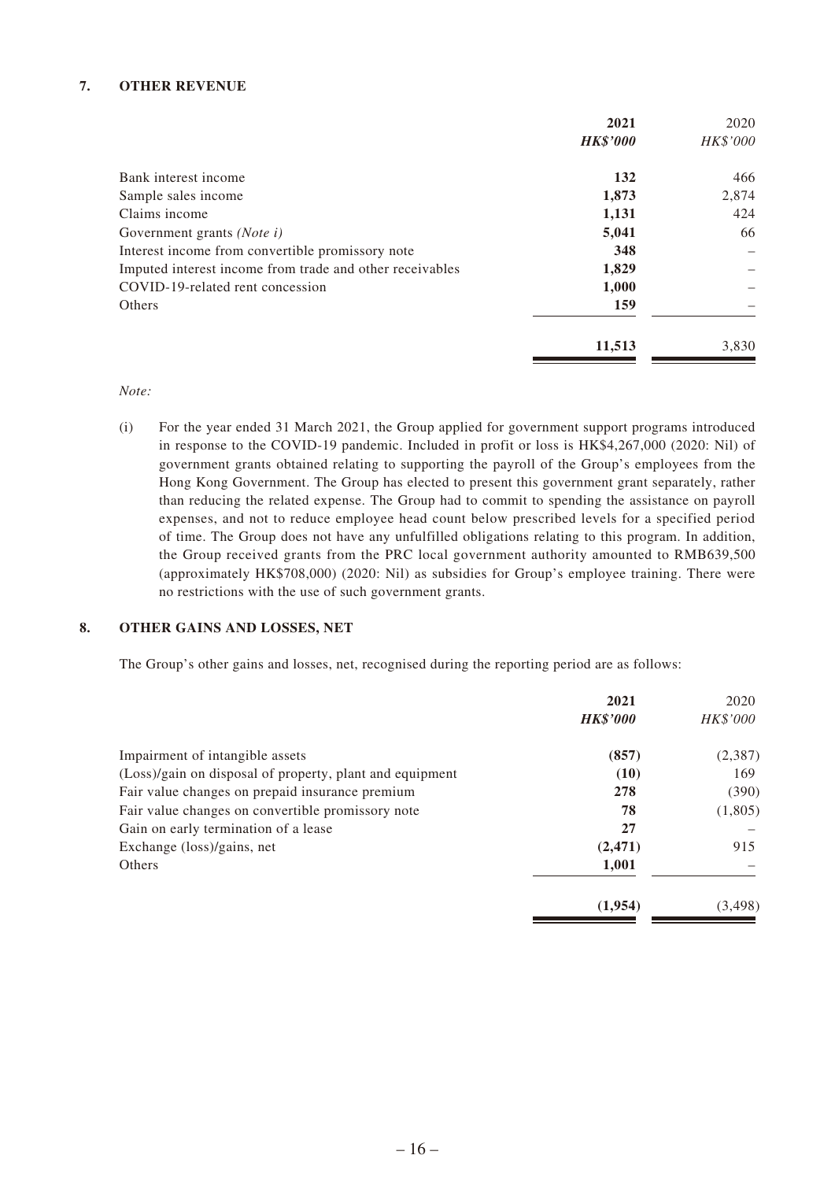## 7. OTHER REVENUE

| | 2021 | 2020 |
|---|---|---|
| | ***HK$'000*** | *HK$'000* |
| Bank interest income | **132** | 466 |
| Sample sales income | **1,873** | 2,874 |
| Claims income | **1,131** | 424 |
| Government grants *(Note i)* | **5,041** | 66 |
| Interest income from convertible promissory note | **348** | – |
| Imputed interest income from trade and other receivables | **1,829** | – |
| COVID-19-related rent concession | **1,000** | – |
| Others | **159** | – |
| | **11,513** | 3,830 |

*Note:*

(i) For the year ended 31 March 2021, the Group applied for government support programs introduced in response to the COVID-19 pandemic. Included in profit or loss is HK$4,267,000 (2020: Nil) of government grants obtained relating to supporting the payroll of the Group's employees from the Hong Kong Government. The Group has elected to present this government grant separately, rather than reducing the related expense. The Group had to commit to spending the assistance on payroll expenses, and not to reduce employee head count below prescribed levels for a specified period of time. The Group does not have any unfulfilled obligations relating to this program. In addition, the Group received grants from the PRC local government authority amounted to RMB639,500 (approximately HK$708,000) (2020: Nil) as subsidies for Group's employee training. There were no restrictions with the use of such government grants.

## 8. OTHER GAINS AND LOSSES, NET

The Group's other gains and losses, net, recognised during the reporting period are as follows:

| | 2021 | 2020 |
|---|---|---|
| | ***HK$'000*** | *HK$'000* |
| Impairment of intangible assets | **(857)** | (2,387) |
| (Loss)/gain on disposal of property, plant and equipment | **(10)** | 169 |
| Fair value changes on prepaid insurance premium | **278** | (390) |
| Fair value changes on convertible promissory note | **78** | (1,805) |
| Gain on early termination of a lease | **27** | – |
| Exchange (loss)/gains, net | **(2,471)** | 915 |
| Others | **1,001** | – |
| | **(1,954)** | (3,498) |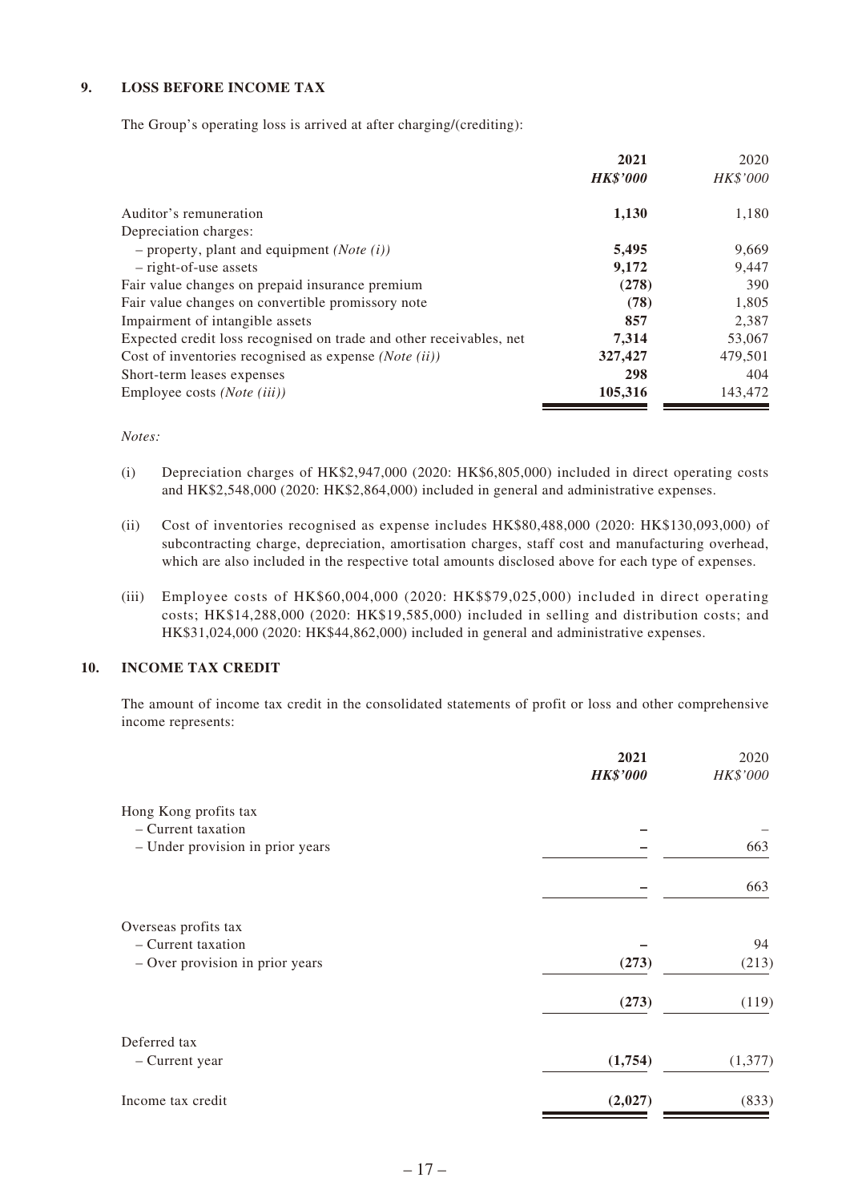## 9. LOSS BEFORE INCOME TAX

The Group's operating loss is arrived at after charging/(crediting):

| | **2021** | 2020 |
|---|---|---|
| | ***HK$'000*** | *HK$'000* |
| Auditor's remuneration | **1,130** | 1,180 |
| Depreciation charges: | | |
| – property, plant and equipment *(Note (i))* | **5,495** | 9,669 |
| – right-of-use assets | **9,172** | 9,447 |
| Fair value changes on prepaid insurance premium | **(278)** | 390 |
| Fair value changes on convertible promissory note | **(78)** | 1,805 |
| Impairment of intangible assets | **857** | 2,387 |
| Expected credit loss recognised on trade and other receivables, net | **7,314** | 53,067 |
| Cost of inventories recognised as expense *(Note (ii))* | **327,427** | 479,501 |
| Short-term leases expenses | **298** | 404 |
| Employee costs *(Note (iii))* | **105,316** | 143,472 |

*Notes:*

(i) Depreciation charges of HK$2,947,000 (2020: HK$6,805,000) included in direct operating costs and HK$2,548,000 (2020: HK$2,864,000) included in general and administrative expenses.

(ii) Cost of inventories recognised as expense includes HK$80,488,000 (2020: HK$130,093,000) of subcontracting charge, depreciation, amortisation charges, staff cost and manufacturing overhead, which are also included in the respective total amounts disclosed above for each type of expenses.

(iii) Employee costs of HK$60,004,000 (2020: HK$$79,025,000) included in direct operating costs; HK$14,288,000 (2020: HK$19,585,000) included in selling and distribution costs; and HK$31,024,000 (2020: HK$44,862,000) included in general and administrative expenses.

## 10. INCOME TAX CREDIT

The amount of income tax credit in the consolidated statements of profit or loss and other comprehensive income represents:

| | **2021** | 2020 |
|---|---|---|
| | ***HK$'000*** | *HK$'000* |
| Hong Kong profits tax | | |
| – Current taxation | **–** | – |
| – Under provision in prior years | **–** | 663 |
| | **–** | 663 |
| Overseas profits tax | | |
| – Current taxation | **–** | 94 |
| – Over provision in prior years | **(273)** | (213) |
| | **(273)** | (119) |
| Deferred tax | | |
| – Current year | **(1,754)** | (1,377) |
| Income tax credit | **(2,027)** | (833) |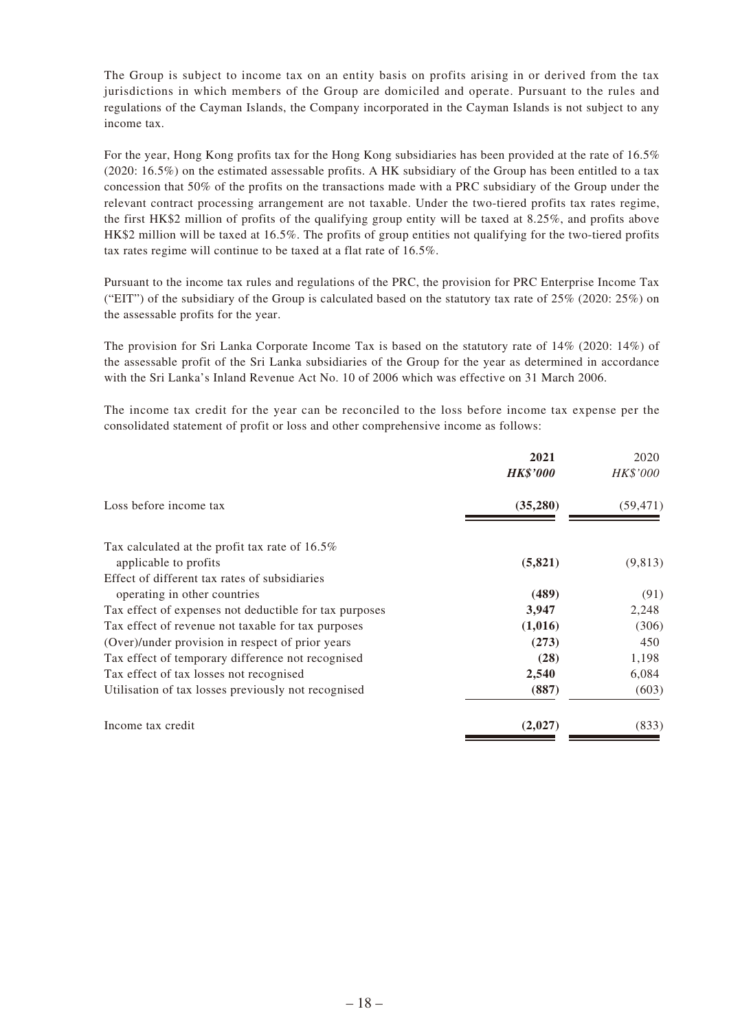The Group is subject to income tax on an entity basis on profits arising in or derived from the tax jurisdictions in which members of the Group are domiciled and operate. Pursuant to the rules and regulations of the Cayman Islands, the Company incorporated in the Cayman Islands is not subject to any income tax.

For the year, Hong Kong profits tax for the Hong Kong subsidiaries has been provided at the rate of 16.5% (2020: 16.5%) on the estimated assessable profits. A HK subsidiary of the Group has been entitled to a tax concession that 50% of the profits on the transactions made with a PRC subsidiary of the Group under the relevant contract processing arrangement are not taxable. Under the two-tiered profits tax rates regime, the first HK$2 million of profits of the qualifying group entity will be taxed at 8.25%, and profits above HK$2 million will be taxed at 16.5%. The profits of group entities not qualifying for the two-tiered profits tax rates regime will continue to be taxed at a flat rate of 16.5%.

Pursuant to the income tax rules and regulations of the PRC, the provision for PRC Enterprise Income Tax ("EIT") of the subsidiary of the Group is calculated based on the statutory tax rate of 25% (2020: 25%) on the assessable profits for the year.

The provision for Sri Lanka Corporate Income Tax is based on the statutory rate of 14% (2020: 14%) of the assessable profit of the Sri Lanka subsidiaries of the Group for the year as determined in accordance with the Sri Lanka's Inland Revenue Act No. 10 of 2006 which was effective on 31 March 2006.

The income tax credit for the year can be reconciled to the loss before income tax expense per the consolidated statement of profit or loss and other comprehensive income as follows:

| | **2021** | 2020 |
|---|---|---|
| | ***HK$'000*** | *HK$'000* |
| Loss before income tax | **(35,280)** | (59,471) |
| Tax calculated at the profit tax rate of 16.5% applicable to profits | **(5,821)** | (9,813) |
| Effect of different tax rates of subsidiaries operating in other countries | **(489)** | (91) |
| Tax effect of expenses not deductible for tax purposes | **3,947** | 2,248 |
| Tax effect of revenue not taxable for tax purposes | **(1,016)** | (306) |
| (Over)/under provision in respect of prior years | **(273)** | 450 |
| Tax effect of temporary difference not recognised | **(28)** | 1,198 |
| Tax effect of tax losses not recognised | **2,540** | 6,084 |
| Utilisation of tax losses previously not recognised | **(887)** | (603) |
| Income tax credit | **(2,027)** | (833) |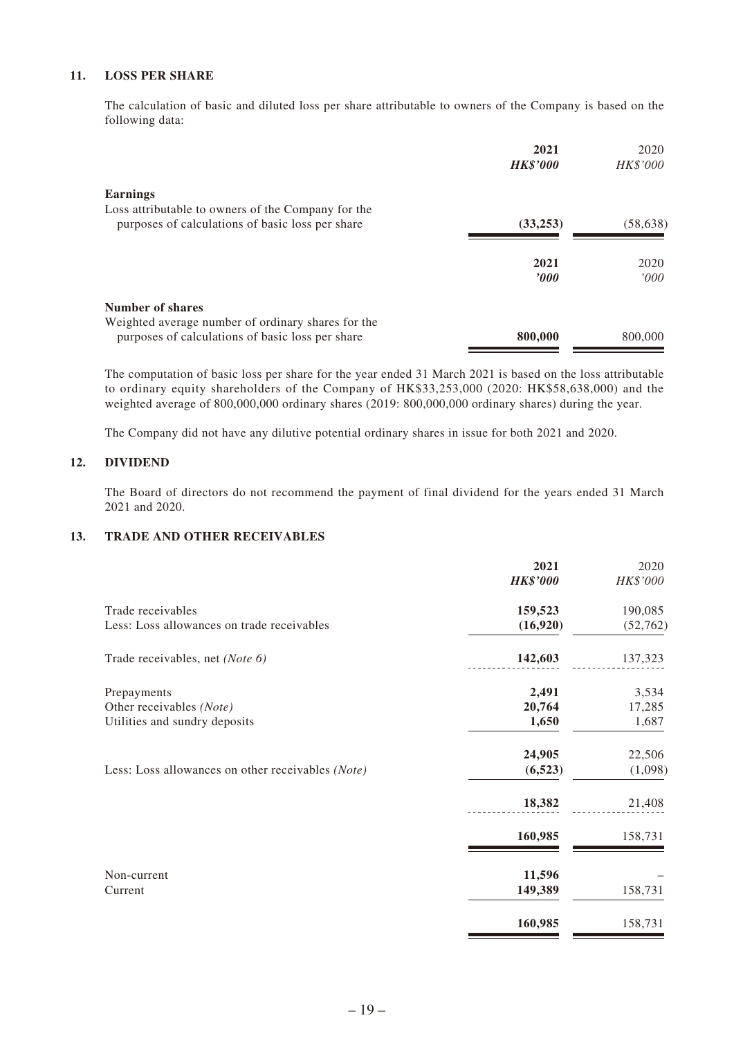### 11. LOSS PER SHARE

The calculation of basic and diluted loss per share attributable to owners of the Company is based on the following data:

| | 2021 | 2020 |
|---|---|---|
| | ***HK$'000*** | *HK$'000* |
| **Earnings** | | |
| Loss attributable to owners of the Company for the purposes of calculations of basic loss per share | **(33,253)** | (58,638) |

| | 2021 | 2020 |
|---|---|---|
| | ***'000*** | *'000* |
| **Number of shares** | | |
| Weighted average number of ordinary shares for the purposes of calculations of basic loss per share | **800,000** | 800,000 |

The computation of basic loss per share for the year ended 31 March 2021 is based on the loss attributable to ordinary equity shareholders of the Company of HK$33,253,000 (2020: HK$58,638,000) and the weighted average of 800,000,000 ordinary shares (2019: 800,000,000 ordinary shares) during the year.

The Company did not have any dilutive potential ordinary shares in issue for both 2021 and 2020.

### 12. DIVIDEND

The Board of directors do not recommend the payment of final dividend for the years ended 31 March 2021 and 2020.

### 13. TRADE AND OTHER RECEIVABLES

| | 2021 | 2020 |
|---|---|---|
| | ***HK$'000*** | *HK$'000* |
| Trade receivables | **159,523** | 190,085 |
| Less: Loss allowances on trade receivables | **(16,920)** | (52,762) |
| Trade receivables, net *(Note 6)* | **142,603** | 137,323 |
| Prepayments | **2,491** | 3,534 |
| Other receivables *(Note)* | **20,764** | 17,285 |
| Utilities and sundry deposits | **1,650** | 1,687 |
| | **24,905** | 22,506 |
| Less: Loss allowances on other receivables *(Note)* | **(6,523)** | (1,098) |
| | **18,382** | 21,408 |
| | **160,985** | 158,731 |
| Non-current | **11,596** | – |
| Current | **149,389** | 158,731 |
| | **160,985** | 158,731 |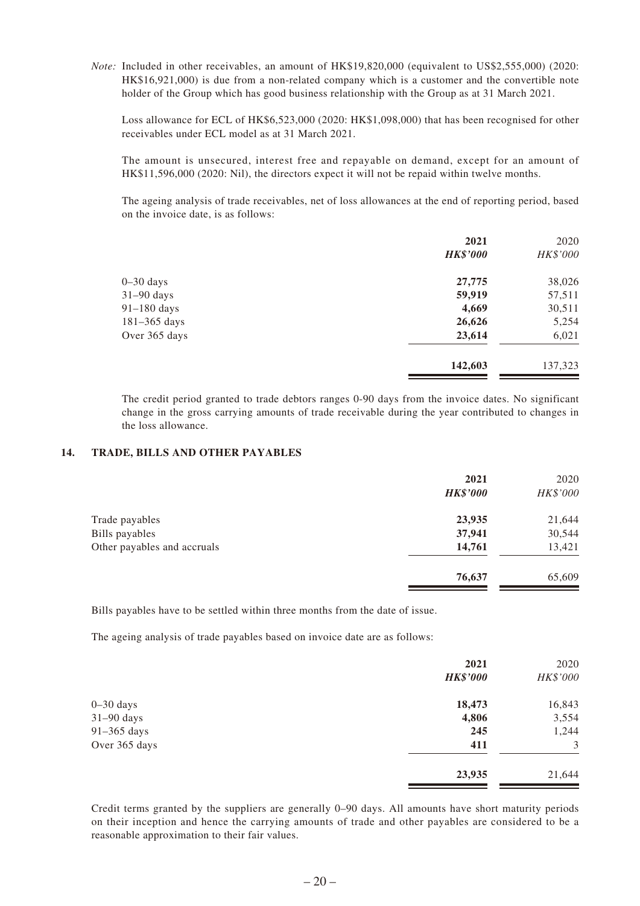*Note:* Included in other receivables, an amount of HK$19,820,000 (equivalent to US$2,555,000) (2020: HK$16,921,000) is due from a non-related company which is a customer and the convertible note holder of the Group which has good business relationship with the Group as at 31 March 2021.

Loss allowance for ECL of HK$6,523,000 (2020: HK$1,098,000) that has been recognised for other receivables under ECL model as at 31 March 2021.

The amount is unsecured, interest free and repayable on demand, except for an amount of HK$11,596,000 (2020: Nil), the directors expect it will not be repaid within twelve months.

The ageing analysis of trade receivables, net of loss allowances at the end of reporting period, based on the invoice date, is as follows:

| | **2021** | 2020 |
|---|---|---|
| | ***HK$'000*** | *HK$'000* |
| 0–30 days | **27,775** | 38,026 |
| 31–90 days | **59,919** | 57,511 |
| 91–180 days | **4,669** | 30,511 |
| 181–365 days | **26,626** | 5,254 |
| Over 365 days | **23,614** | 6,021 |
| | **142,603** | 137,323 |

The credit period granted to trade debtors ranges 0-90 days from the invoice dates. No significant change in the gross carrying amounts of trade receivable during the year contributed to changes in the loss allowance.

## 14. TRADE, BILLS AND OTHER PAYABLES

| | **2021** | 2020 |
|---|---|---|
| | ***HK$'000*** | *HK$'000* |
| Trade payables | **23,935** | 21,644 |
| Bills payables | **37,941** | 30,544 |
| Other payables and accruals | **14,761** | 13,421 |
| | **76,637** | 65,609 |

Bills payables have to be settled within three months from the date of issue.

The ageing analysis of trade payables based on invoice date are as follows:

| | **2021** | 2020 |
|---|---|---|
| | ***HK$'000*** | *HK$'000* |
| 0–30 days | **18,473** | 16,843 |
| 31–90 days | **4,806** | 3,554 |
| 91–365 days | **245** | 1,244 |
| Over 365 days | **411** | 3 |
| | **23,935** | 21,644 |

Credit terms granted by the suppliers are generally 0–90 days. All amounts have short maturity periods on their inception and hence the carrying amounts of trade and other payables are considered to be a reasonable approximation to their fair values.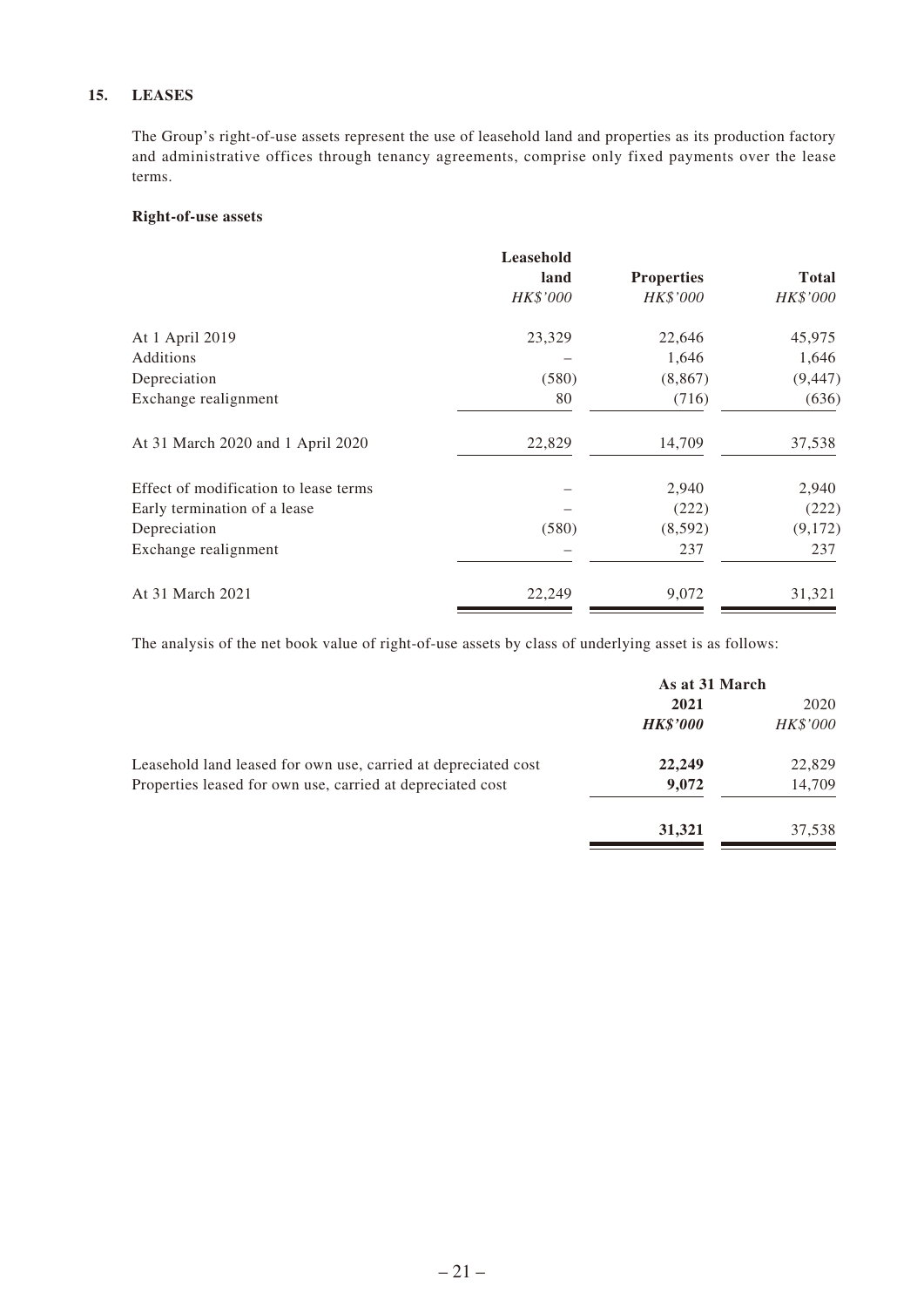## 15. LEASES

The Group's right-of-use assets represent the use of leasehold land and properties as its production factory and administrative offices through tenancy agreements, comprise only fixed payments over the lease terms.

### Right-of-use assets

| | Leasehold land | Properties | Total |
|---|---|---|---|
| | *HK$'000* | *HK$'000* | *HK$'000* |
| At 1 April 2019 | 23,329 | 22,646 | 45,975 |
| Additions | – | 1,646 | 1,646 |
| Depreciation | (580) | (8,867) | (9,447) |
| Exchange realignment | 80 | (716) | (636) |
| At 31 March 2020 and 1 April 2020 | 22,829 | 14,709 | 37,538 |
| Effect of modification to lease terms | – | 2,940 | 2,940 |
| Early termination of a lease | – | (222) | (222) |
| Depreciation | (580) | (8,592) | (9,172) |
| Exchange realignment | – | 237 | 237 |
| At 31 March 2021 | 22,249 | 9,072 | 31,321 |

The analysis of the net book value of right-of-use assets by class of underlying asset is as follows:

| | As at 31 March | |
|---|---|---|
| | **2021** | 2020 |
| | ***HK$'000*** | *HK$'000* |
| Leasehold land leased for own use, carried at depreciated cost | **22,249** | 22,829 |
| Properties leased for own use, carried at depreciated cost | **9,072** | 14,709 |
| | **31,321** | 37,538 |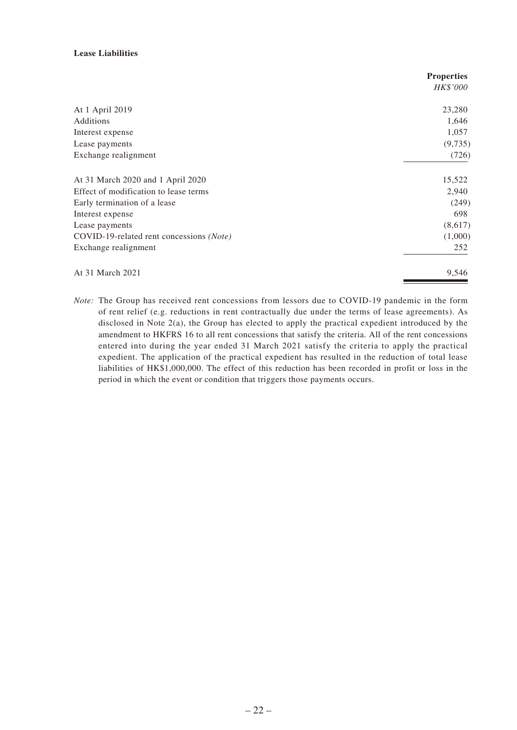**Lease Liabilities**

| | Properties |
|---|---|
| | *HK$'000* |
| At 1 April 2019 | 23,280 |
| Additions | 1,646 |
| Interest expense | 1,057 |
| Lease payments | (9,735) |
| Exchange realignment | (726) |
| At 31 March 2020 and 1 April 2020 | 15,522 |
| Effect of modification to lease terms | 2,940 |
| Early termination of a lease | (249) |
| Interest expense | 698 |
| Lease payments | (8,617) |
| COVID-19-related rent concessions *(Note)* | (1,000) |
| Exchange realignment | 252 |
| At 31 March 2021 | 9,546 |

*Note:* The Group has received rent concessions from lessors due to COVID-19 pandemic in the form of rent relief (e.g. reductions in rent contractually due under the terms of lease agreements). As disclosed in Note 2(a), the Group has elected to apply the practical expedient introduced by the amendment to HKFRS 16 to all rent concessions that satisfy the criteria. All of the rent concessions entered into during the year ended 31 March 2021 satisfy the criteria to apply the practical expedient. The application of the practical expedient has resulted in the reduction of total lease liabilities of HK$1,000,000. The effect of this reduction has been recorded in profit or loss in the period in which the event or condition that triggers those payments occurs.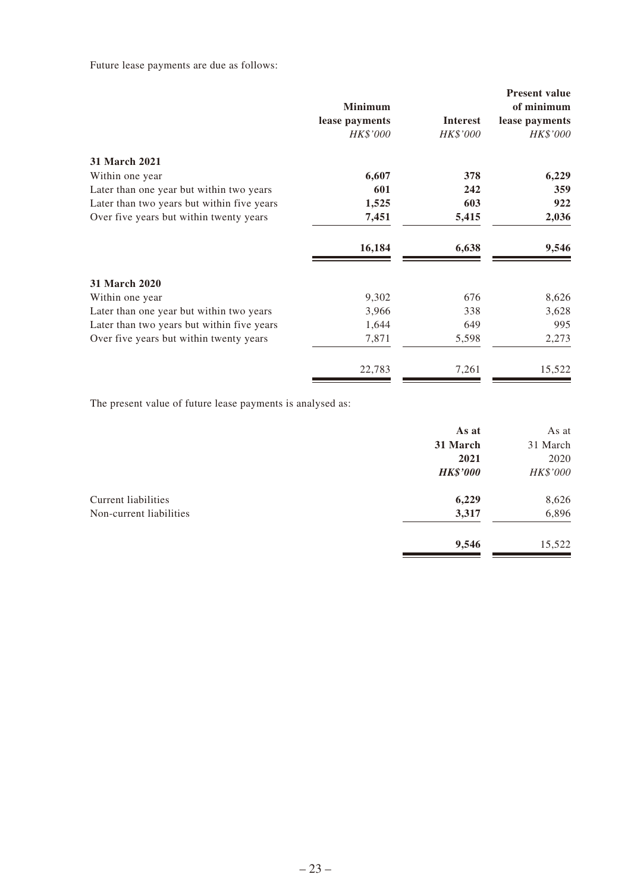Future lease payments are due as follows:

| | Minimum lease payments | Interest | Present value of minimum lease payments |
|---|---|---|---|
| | *HK$'000* | *HK$'000* | *HK$'000* |
| **31 March 2021** | | | |
| Within one year | **6,607** | **378** | **6,229** |
| Later than one year but within two years | **601** | **242** | **359** |
| Later than two years but within five years | **1,525** | **603** | **922** |
| Over five years but within twenty years | **7,451** | **5,415** | **2,036** |
| | **16,184** | **6,638** | **9,546** |
| **31 March 2020** | | | |
| Within one year | 9,302 | 676 | 8,626 |
| Later than one year but within two years | 3,966 | 338 | 3,628 |
| Later than two years but within five years | 1,644 | 649 | 995 |
| Over five years but within twenty years | 7,871 | 5,598 | 2,273 |
| | 22,783 | 7,261 | 15,522 |

The present value of future lease payments is analysed as:

| | As at 31 March 2021 | As at 31 March 2020 |
|---|---|---|
| | ***HK$'000*** | *HK$'000* |
| Current liabilities | **6,229** | 8,626 |
| Non-current liabilities | **3,317** | 6,896 |
| | **9,546** | 15,522 |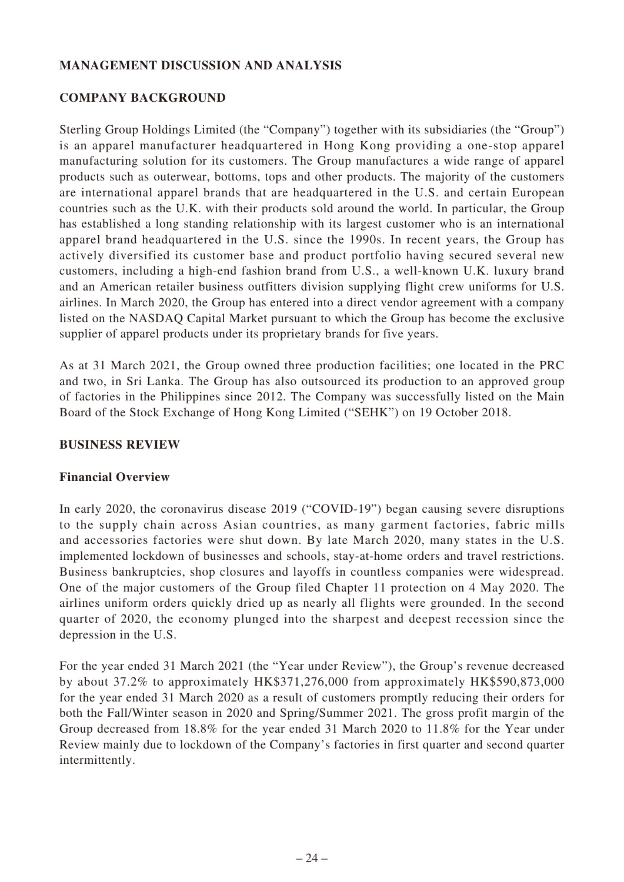## MANAGEMENT DISCUSSION AND ANALYSIS

## COMPANY BACKGROUND

Sterling Group Holdings Limited (the "Company") together with its subsidiaries (the "Group") is an apparel manufacturer headquartered in Hong Kong providing a one-stop apparel manufacturing solution for its customers. The Group manufactures a wide range of apparel products such as outerwear, bottoms, tops and other products. The majority of the customers are international apparel brands that are headquartered in the U.S. and certain European countries such as the U.K. with their products sold around the world. In particular, the Group has established a long standing relationship with its largest customer who is an international apparel brand headquartered in the U.S. since the 1990s. In recent years, the Group has actively diversified its customer base and product portfolio having secured several new customers, including a high-end fashion brand from U.S., a well-known U.K. luxury brand and an American retailer business outfitters division supplying flight crew uniforms for U.S. airlines. In March 2020, the Group has entered into a direct vendor agreement with a company listed on the NASDAQ Capital Market pursuant to which the Group has become the exclusive supplier of apparel products under its proprietary brands for five years.

As at 31 March 2021, the Group owned three production facilities; one located in the PRC and two, in Sri Lanka. The Group has also outsourced its production to an approved group of factories in the Philippines since 2012. The Company was successfully listed on the Main Board of the Stock Exchange of Hong Kong Limited ("SEHK") on 19 October 2018.

## BUSINESS REVIEW

### Financial Overview

In early 2020, the coronavirus disease 2019 ("COVID-19") began causing severe disruptions to the supply chain across Asian countries, as many garment factories, fabric mills and accessories factories were shut down. By late March 2020, many states in the U.S. implemented lockdown of businesses and schools, stay-at-home orders and travel restrictions. Business bankruptcies, shop closures and layoffs in countless companies were widespread. One of the major customers of the Group filed Chapter 11 protection on 4 May 2020. The airlines uniform orders quickly dried up as nearly all flights were grounded. In the second quarter of 2020, the economy plunged into the sharpest and deepest recession since the depression in the U.S.

For the year ended 31 March 2021 (the "Year under Review"), the Group's revenue decreased by about 37.2% to approximately HK$371,276,000 from approximately HK$590,873,000 for the year ended 31 March 2020 as a result of customers promptly reducing their orders for both the Fall/Winter season in 2020 and Spring/Summer 2021. The gross profit margin of the Group decreased from 18.8% for the year ended 31 March 2020 to 11.8% for the Year under Review mainly due to lockdown of the Company's factories in first quarter and second quarter intermittently.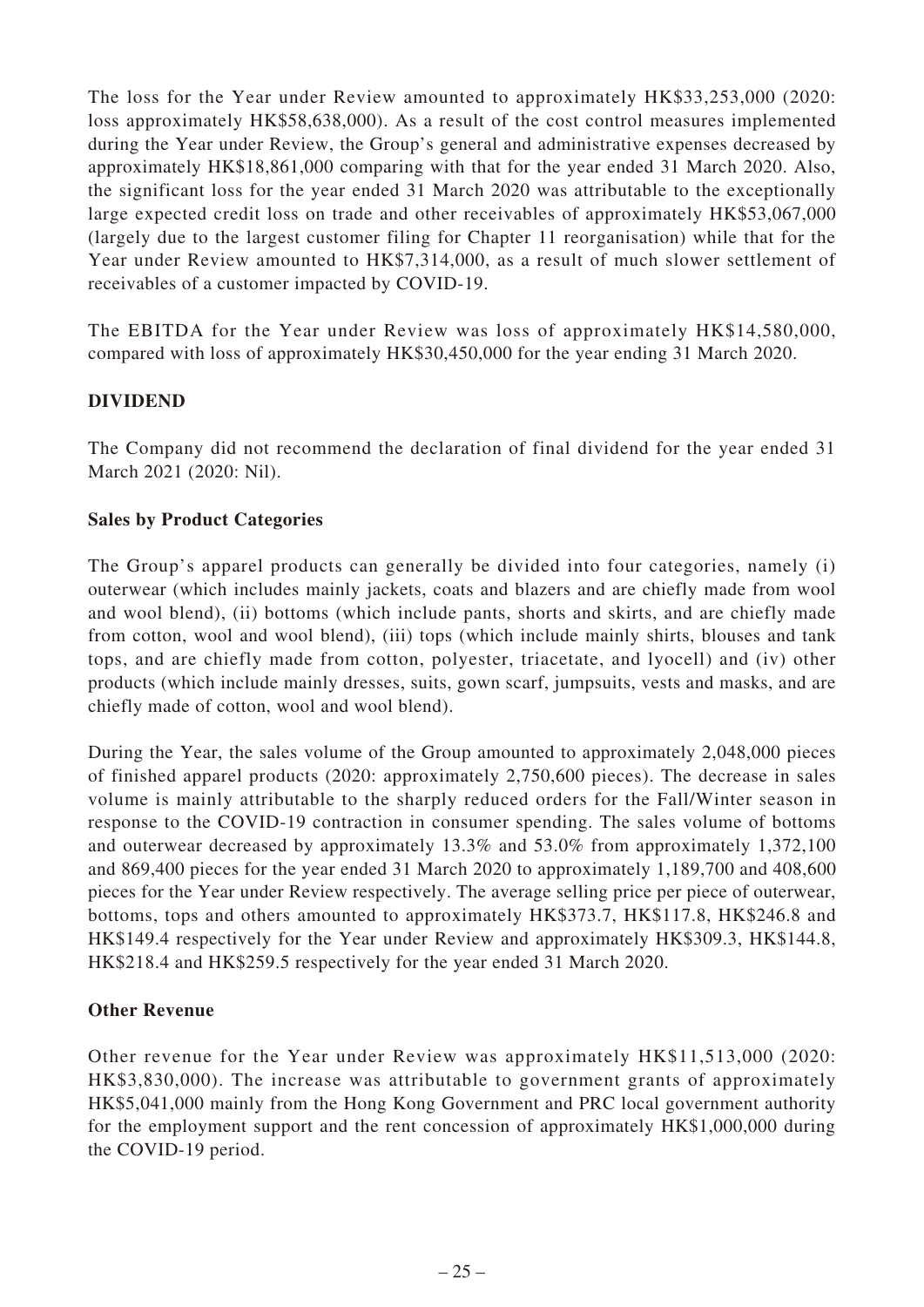The loss for the Year under Review amounted to approximately HK$33,253,000 (2020: loss approximately HK$58,638,000). As a result of the cost control measures implemented during the Year under Review, the Group's general and administrative expenses decreased by approximately HK$18,861,000 comparing with that for the year ended 31 March 2020. Also, the significant loss for the year ended 31 March 2020 was attributable to the exceptionally large expected credit loss on trade and other receivables of approximately HK$53,067,000 (largely due to the largest customer filing for Chapter 11 reorganisation) while that for the Year under Review amounted to HK$7,314,000, as a result of much slower settlement of receivables of a customer impacted by COVID-19.

The EBITDA for the Year under Review was loss of approximately HK$14,580,000, compared with loss of approximately HK$30,450,000 for the year ending 31 March 2020.

## DIVIDEND

The Company did not recommend the declaration of final dividend for the year ended 31 March 2021 (2020: Nil).

### Sales by Product Categories

The Group's apparel products can generally be divided into four categories, namely (i) outerwear (which includes mainly jackets, coats and blazers and are chiefly made from wool and wool blend), (ii) bottoms (which include pants, shorts and skirts, and are chiefly made from cotton, wool and wool blend), (iii) tops (which include mainly shirts, blouses and tank tops, and are chiefly made from cotton, polyester, triacetate, and lyocell) and (iv) other products (which include mainly dresses, suits, gown scarf, jumpsuits, vests and masks, and are chiefly made of cotton, wool and wool blend).

During the Year, the sales volume of the Group amounted to approximately 2,048,000 pieces of finished apparel products (2020: approximately 2,750,600 pieces). The decrease in sales volume is mainly attributable to the sharply reduced orders for the Fall/Winter season in response to the COVID-19 contraction in consumer spending. The sales volume of bottoms and outerwear decreased by approximately 13.3% and 53.0% from approximately 1,372,100 and 869,400 pieces for the year ended 31 March 2020 to approximately 1,189,700 and 408,600 pieces for the Year under Review respectively. The average selling price per piece of outerwear, bottoms, tops and others amounted to approximately HK$373.7, HK$117.8, HK$246.8 and HK$149.4 respectively for the Year under Review and approximately HK$309.3, HK$144.8, HK$218.4 and HK$259.5 respectively for the year ended 31 March 2020.

### Other Revenue

Other revenue for the Year under Review was approximately HK$11,513,000 (2020: HK$3,830,000). The increase was attributable to government grants of approximately HK$5,041,000 mainly from the Hong Kong Government and PRC local government authority for the employment support and the rent concession of approximately HK$1,000,000 during the COVID-19 period.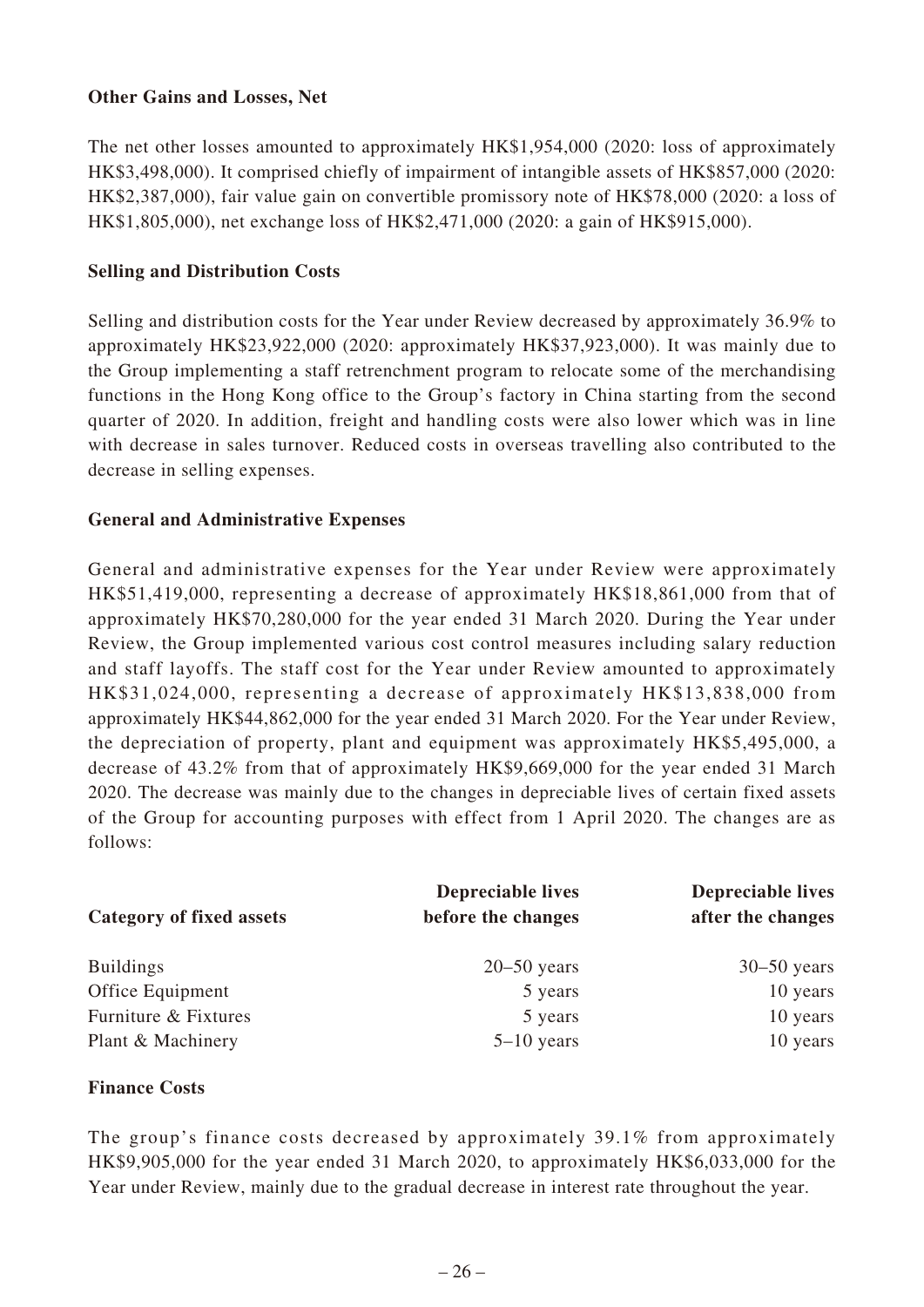**Other Gains and Losses, Net**

The net other losses amounted to approximately HK$1,954,000 (2020: loss of approximately HK$3,498,000). It comprised chiefly of impairment of intangible assets of HK$857,000 (2020: HK$2,387,000), fair value gain on convertible promissory note of HK$78,000 (2020: a loss of HK$1,805,000), net exchange loss of HK$2,471,000 (2020: a gain of HK$915,000).

**Selling and Distribution Costs**

Selling and distribution costs for the Year under Review decreased by approximately 36.9% to approximately HK$23,922,000 (2020: approximately HK$37,923,000). It was mainly due to the Group implementing a staff retrenchment program to relocate some of the merchandising functions in the Hong Kong office to the Group's factory in China starting from the second quarter of 2020. In addition, freight and handling costs were also lower which was in line with decrease in sales turnover. Reduced costs in overseas travelling also contributed to the decrease in selling expenses.

**General and Administrative Expenses**

General and administrative expenses for the Year under Review were approximately HK$51,419,000, representing a decrease of approximately HK$18,861,000 from that of approximately HK$70,280,000 for the year ended 31 March 2020. During the Year under Review, the Group implemented various cost control measures including salary reduction and staff layoffs. The staff cost for the Year under Review amounted to approximately HK$31,024,000, representing a decrease of approximately HK$13,838,000 from approximately HK$44,862,000 for the year ended 31 March 2020. For the Year under Review, the depreciation of property, plant and equipment was approximately HK$5,495,000, a decrease of 43.2% from that of approximately HK$9,669,000 for the year ended 31 March 2020. The decrease was mainly due to the changes in depreciable lives of certain fixed assets of the Group for accounting purposes with effect from 1 April 2020. The changes are as follows:

| Category of fixed assets | Depreciable lives before the changes | Depreciable lives after the changes |
|---|---|---|
| Buildings | 20–50 years | 30–50 years |
| Office Equipment | 5 years | 10 years |
| Furniture & Fixtures | 5 years | 10 years |
| Plant & Machinery | 5–10 years | 10 years |

**Finance Costs**

The group's finance costs decreased by approximately 39.1% from approximately HK$9,905,000 for the year ended 31 March 2020, to approximately HK$6,033,000 for the Year under Review, mainly due to the gradual decrease in interest rate throughout the year.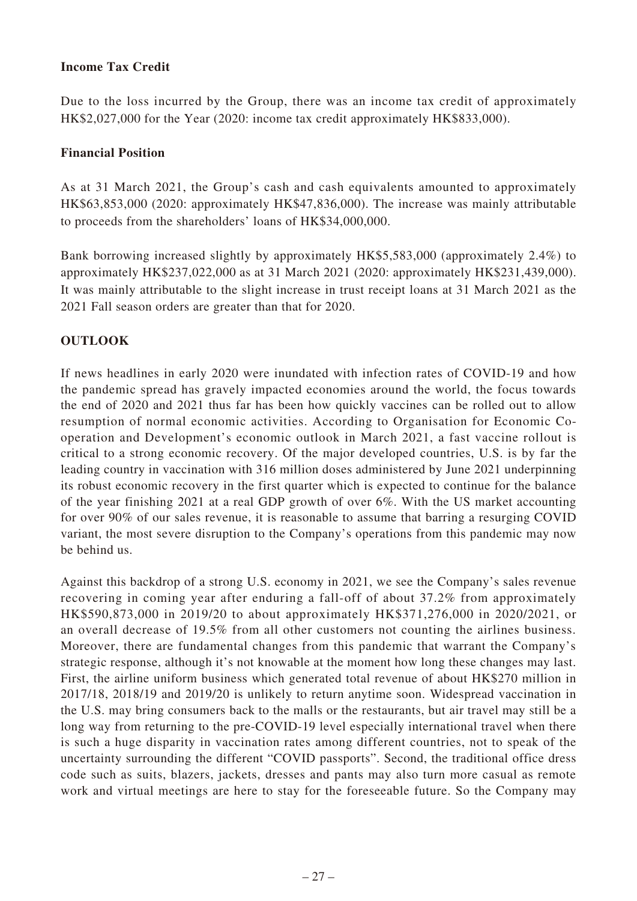**Income Tax Credit**

Due to the loss incurred by the Group, there was an income tax credit of approximately HK$2,027,000 for the Year (2020: income tax credit approximately HK$833,000).

**Financial Position**

As at 31 March 2021, the Group's cash and cash equivalents amounted to approximately HK$63,853,000 (2020: approximately HK$47,836,000). The increase was mainly attributable to proceeds from the shareholders' loans of HK$34,000,000.

Bank borrowing increased slightly by approximately HK$5,583,000 (approximately 2.4%) to approximately HK$237,022,000 as at 31 March 2021 (2020: approximately HK$231,439,000). It was mainly attributable to the slight increase in trust receipt loans at 31 March 2021 as the 2021 Fall season orders are greater than that for 2020.

## OUTLOOK

If news headlines in early 2020 were inundated with infection rates of COVID-19 and how the pandemic spread has gravely impacted economies around the world, the focus towards the end of 2020 and 2021 thus far has been how quickly vaccines can be rolled out to allow resumption of normal economic activities. According to Organisation for Economic Co-operation and Development's economic outlook in March 2021, a fast vaccine rollout is critical to a strong economic recovery. Of the major developed countries, U.S. is by far the leading country in vaccination with 316 million doses administered by June 2021 underpinning its robust economic recovery in the first quarter which is expected to continue for the balance of the year finishing 2021 at a real GDP growth of over 6%. With the US market accounting for over 90% of our sales revenue, it is reasonable to assume that barring a resurging COVID variant, the most severe disruption to the Company's operations from this pandemic may now be behind us.

Against this backdrop of a strong U.S. economy in 2021, we see the Company's sales revenue recovering in coming year after enduring a fall-off of about 37.2% from approximately HK$590,873,000 in 2019/20 to about approximately HK$371,276,000 in 2020/2021, or an overall decrease of 19.5% from all other customers not counting the airlines business. Moreover, there are fundamental changes from this pandemic that warrant the Company's strategic response, although it's not knowable at the moment how long these changes may last. First, the airline uniform business which generated total revenue of about HK$270 million in 2017/18, 2018/19 and 2019/20 is unlikely to return anytime soon. Widespread vaccination in the U.S. may bring consumers back to the malls or the restaurants, but air travel may still be a long way from returning to the pre-COVID-19 level especially international travel when there is such a huge disparity in vaccination rates among different countries, not to speak of the uncertainty surrounding the different "COVID passports". Second, the traditional office dress code such as suits, blazers, jackets, dresses and pants may also turn more casual as remote work and virtual meetings are here to stay for the foreseeable future. So the Company may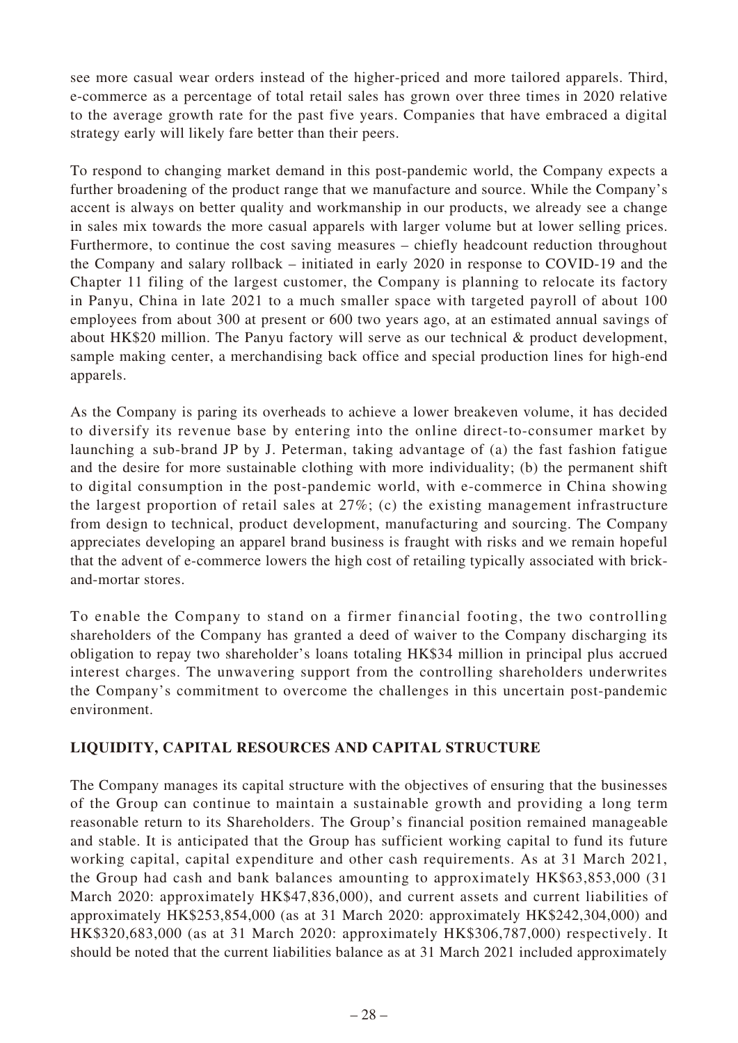see more casual wear orders instead of the higher-priced and more tailored apparels. Third, e-commerce as a percentage of total retail sales has grown over three times in 2020 relative to the average growth rate for the past five years. Companies that have embraced a digital strategy early will likely fare better than their peers.

To respond to changing market demand in this post-pandemic world, the Company expects a further broadening of the product range that we manufacture and source. While the Company's accent is always on better quality and workmanship in our products, we already see a change in sales mix towards the more casual apparels with larger volume but at lower selling prices. Furthermore, to continue the cost saving measures – chiefly headcount reduction throughout the Company and salary rollback – initiated in early 2020 in response to COVID-19 and the Chapter 11 filing of the largest customer, the Company is planning to relocate its factory in Panyu, China in late 2021 to a much smaller space with targeted payroll of about 100 employees from about 300 at present or 600 two years ago, at an estimated annual savings of about HK$20 million. The Panyu factory will serve as our technical & product development, sample making center, a merchandising back office and special production lines for high-end apparels.

As the Company is paring its overheads to achieve a lower breakeven volume, it has decided to diversify its revenue base by entering into the online direct-to-consumer market by launching a sub-brand JP by J. Peterman, taking advantage of (a) the fast fashion fatigue and the desire for more sustainable clothing with more individuality; (b) the permanent shift to digital consumption in the post-pandemic world, with e-commerce in China showing the largest proportion of retail sales at 27%; (c) the existing management infrastructure from design to technical, product development, manufacturing and sourcing. The Company appreciates developing an apparel brand business is fraught with risks and we remain hopeful that the advent of e-commerce lowers the high cost of retailing typically associated with brick-and-mortar stores.

To enable the Company to stand on a firmer financial footing, the two controlling shareholders of the Company has granted a deed of waiver to the Company discharging its obligation to repay two shareholder's loans totaling HK$34 million in principal plus accrued interest charges. The unwavering support from the controlling shareholders underwrites the Company's commitment to overcome the challenges in this uncertain post-pandemic environment.

## LIQUIDITY, CAPITAL RESOURCES AND CAPITAL STRUCTURE

The Company manages its capital structure with the objectives of ensuring that the businesses of the Group can continue to maintain a sustainable growth and providing a long term reasonable return to its Shareholders. The Group's financial position remained manageable and stable. It is anticipated that the Group has sufficient working capital to fund its future working capital, capital expenditure and other cash requirements. As at 31 March 2021, the Group had cash and bank balances amounting to approximately HK$63,853,000 (31 March 2020: approximately HK$47,836,000), and current assets and current liabilities of approximately HK$253,854,000 (as at 31 March 2020: approximately HK$242,304,000) and HK$320,683,000 (as at 31 March 2020: approximately HK$306,787,000) respectively. It should be noted that the current liabilities balance as at 31 March 2021 included approximately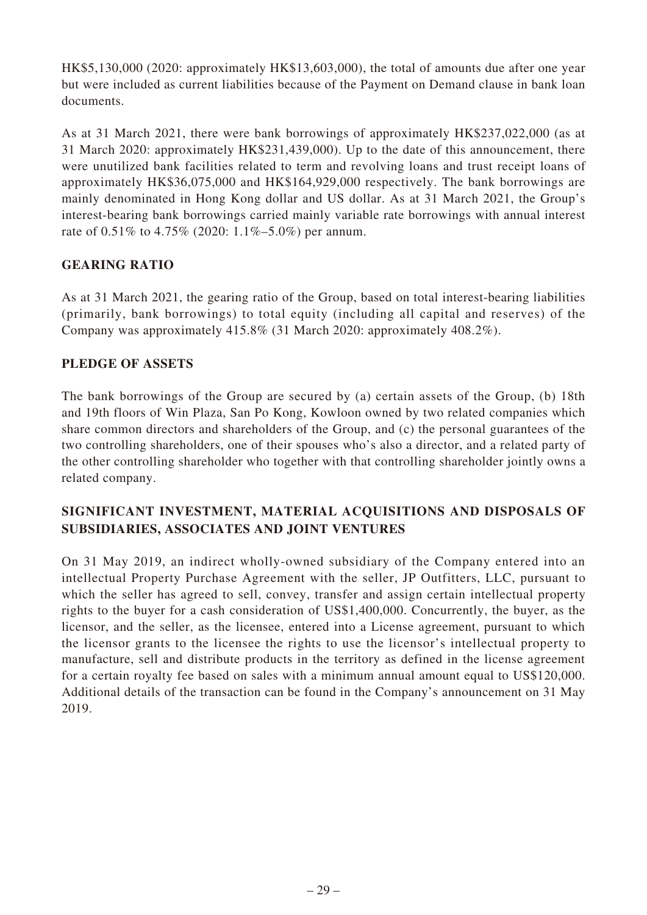HK$5,130,000 (2020: approximately HK$13,603,000), the total of amounts due after one year but were included as current liabilities because of the Payment on Demand clause in bank loan documents.

As at 31 March 2021, there were bank borrowings of approximately HK$237,022,000 (as at 31 March 2020: approximately HK$231,439,000). Up to the date of this announcement, there were unutilized bank facilities related to term and revolving loans and trust receipt loans of approximately HK$36,075,000 and HK$164,929,000 respectively. The bank borrowings are mainly denominated in Hong Kong dollar and US dollar. As at 31 March 2021, the Group's interest-bearing bank borrowings carried mainly variable rate borrowings with annual interest rate of 0.51% to 4.75% (2020: 1.1%–5.0%) per annum.

## GEARING RATIO

As at 31 March 2021, the gearing ratio of the Group, based on total interest-bearing liabilities (primarily, bank borrowings) to total equity (including all capital and reserves) of the Company was approximately 415.8% (31 March 2020: approximately 408.2%).

## PLEDGE OF ASSETS

The bank borrowings of the Group are secured by (a) certain assets of the Group, (b) 18th and 19th floors of Win Plaza, San Po Kong, Kowloon owned by two related companies which share common directors and shareholders of the Group, and (c) the personal guarantees of the two controlling shareholders, one of their spouses who's also a director, and a related party of the other controlling shareholder who together with that controlling shareholder jointly owns a related company.

## SIGNIFICANT INVESTMENT, MATERIAL ACQUISITIONS AND DISPOSALS OF SUBSIDIARIES, ASSOCIATES AND JOINT VENTURES

On 31 May 2019, an indirect wholly-owned subsidiary of the Company entered into an intellectual Property Purchase Agreement with the seller, JP Outfitters, LLC, pursuant to which the seller has agreed to sell, convey, transfer and assign certain intellectual property rights to the buyer for a cash consideration of US$1,400,000. Concurrently, the buyer, as the licensor, and the seller, as the licensee, entered into a License agreement, pursuant to which the licensor grants to the licensee the rights to use the licensor's intellectual property to manufacture, sell and distribute products in the territory as defined in the license agreement for a certain royalty fee based on sales with a minimum annual amount equal to US$120,000. Additional details of the transaction can be found in the Company's announcement on 31 May 2019.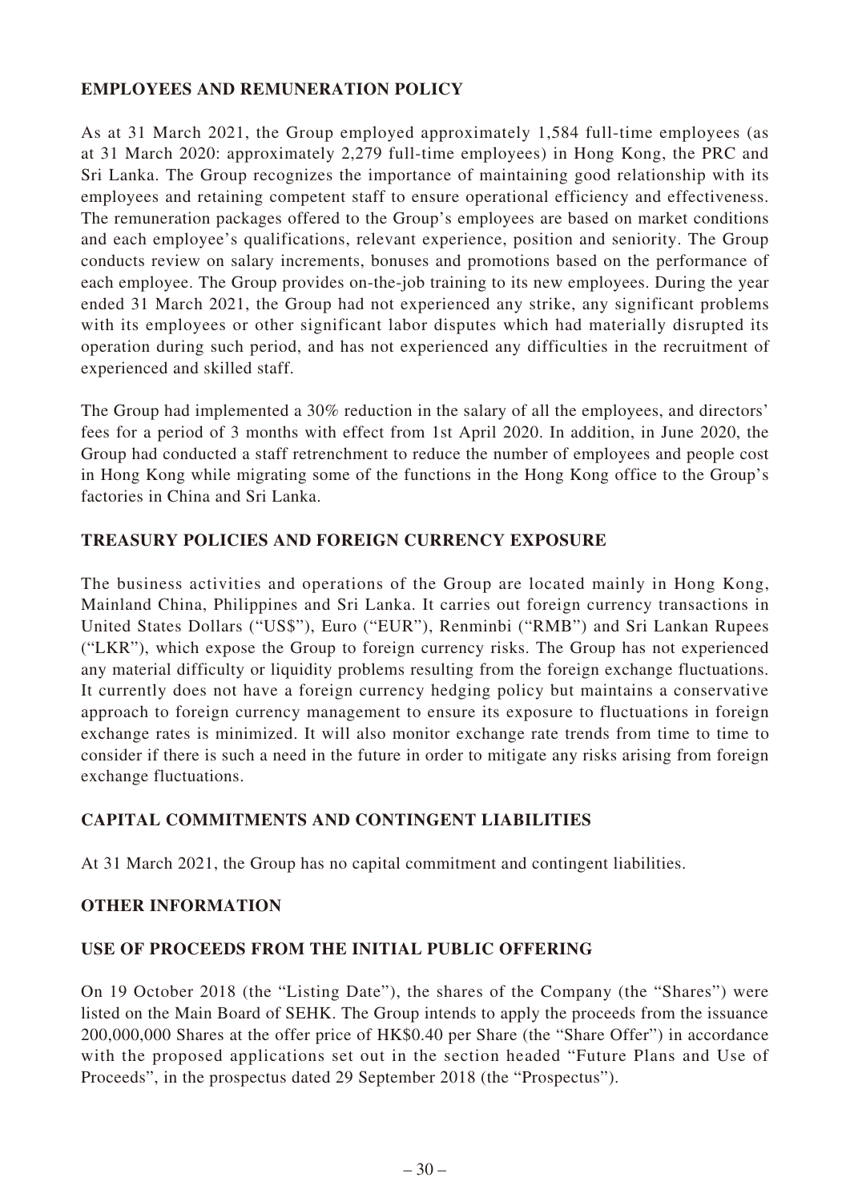## EMPLOYEES AND REMUNERATION POLICY

As at 31 March 2021, the Group employed approximately 1,584 full-time employees (as at 31 March 2020: approximately 2,279 full-time employees) in Hong Kong, the PRC and Sri Lanka. The Group recognizes the importance of maintaining good relationship with its employees and retaining competent staff to ensure operational efficiency and effectiveness. The remuneration packages offered to the Group's employees are based on market conditions and each employee's qualifications, relevant experience, position and seniority. The Group conducts review on salary increments, bonuses and promotions based on the performance of each employee. The Group provides on-the-job training to its new employees. During the year ended 31 March 2021, the Group had not experienced any strike, any significant problems with its employees or other significant labor disputes which had materially disrupted its operation during such period, and has not experienced any difficulties in the recruitment of experienced and skilled staff.

The Group had implemented a 30% reduction in the salary of all the employees, and directors' fees for a period of 3 months with effect from 1st April 2020. In addition, in June 2020, the Group had conducted a staff retrenchment to reduce the number of employees and people cost in Hong Kong while migrating some of the functions in the Hong Kong office to the Group's factories in China and Sri Lanka.

## TREASURY POLICIES AND FOREIGN CURRENCY EXPOSURE

The business activities and operations of the Group are located mainly in Hong Kong, Mainland China, Philippines and Sri Lanka. It carries out foreign currency transactions in United States Dollars ("US$"), Euro ("EUR"), Renminbi ("RMB") and Sri Lankan Rupees ("LKR"), which expose the Group to foreign currency risks. The Group has not experienced any material difficulty or liquidity problems resulting from the foreign exchange fluctuations. It currently does not have a foreign currency hedging policy but maintains a conservative approach to foreign currency management to ensure its exposure to fluctuations in foreign exchange rates is minimized. It will also monitor exchange rate trends from time to time to consider if there is such a need in the future in order to mitigate any risks arising from foreign exchange fluctuations.

## CAPITAL COMMITMENTS AND CONTINGENT LIABILITIES

At 31 March 2021, the Group has no capital commitment and contingent liabilities.

## OTHER INFORMATION

## USE OF PROCEEDS FROM THE INITIAL PUBLIC OFFERING

On 19 October 2018 (the "Listing Date"), the shares of the Company (the "Shares") were listed on the Main Board of SEHK. The Group intends to apply the proceeds from the issuance 200,000,000 Shares at the offer price of HK$0.40 per Share (the "Share Offer") in accordance with the proposed applications set out in the section headed "Future Plans and Use of Proceeds", in the prospectus dated 29 September 2018 (the "Prospectus").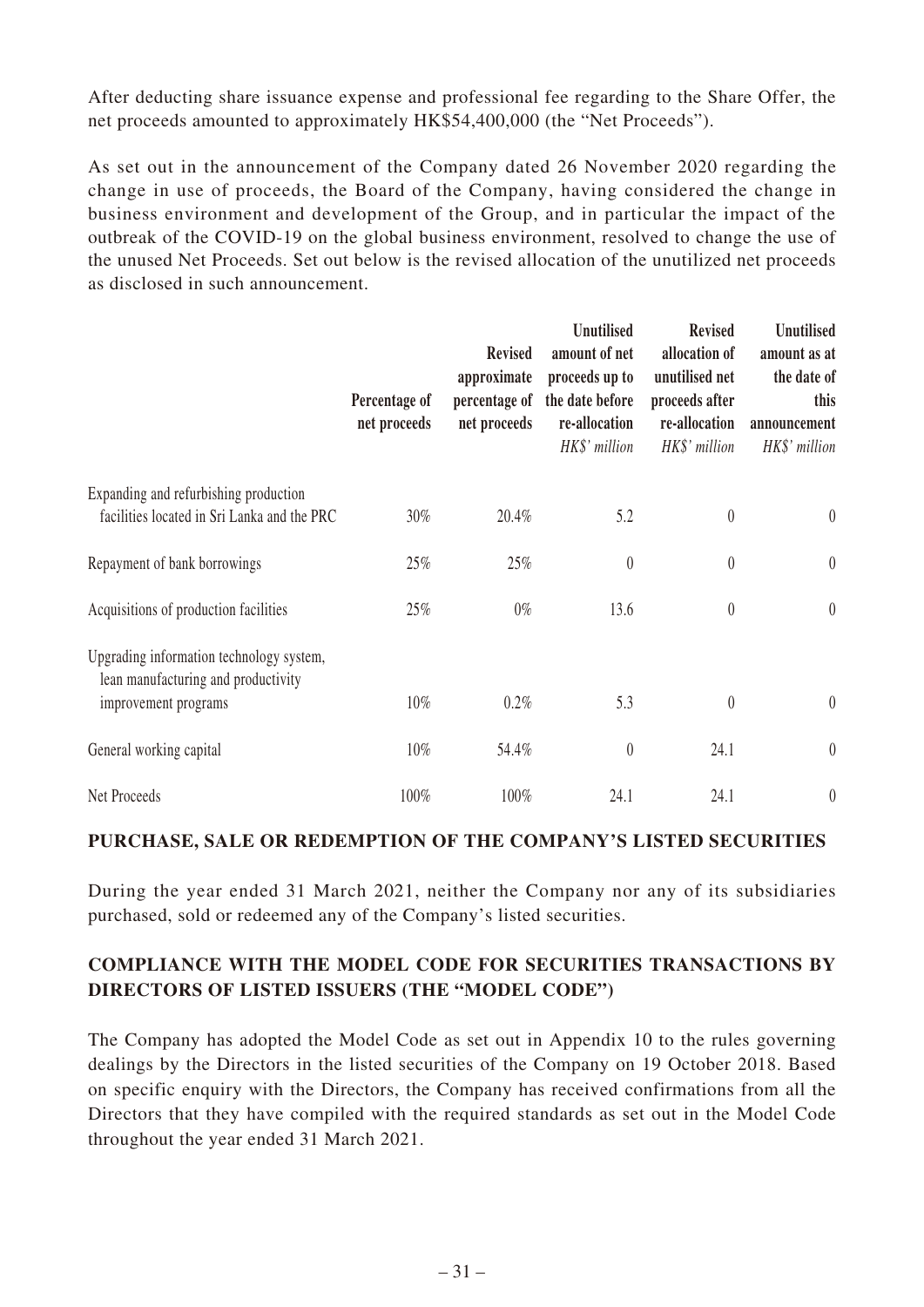After deducting share issuance expense and professional fee regarding to the Share Offer, the net proceeds amounted to approximately HK$54,400,000 (the "Net Proceeds").

As set out in the announcement of the Company dated 26 November 2020 regarding the change in use of proceeds, the Board of the Company, having considered the change in business environment and development of the Group, and in particular the impact of the outbreak of the COVID-19 on the global business environment, resolved to change the use of the unused Net Proceeds. Set out below is the revised allocation of the unutilized net proceeds as disclosed in such announcement.

| | Percentage of net proceeds | Revised approximate percentage of net proceeds | Unutilised amount of net proceeds up to the date before re-allocation *HK$' million* | Revised allocation of unutilised net proceeds after re-allocation *HK$' million* | Unutilised amount as at the date of this announcement *HK$' million* |
|---|---|---|---|---|---|
| Expanding and refurbishing production facilities located in Sri Lanka and the PRC | 30% | 20.4% | 5.2 | 0 | 0 |
| Repayment of bank borrowings | 25% | 25% | 0 | 0 | 0 |
| Acquisitions of production facilities | 25% | 0% | 13.6 | 0 | 0 |
| Upgrading information technology system, lean manufacturing and productivity improvement programs | 10% | 0.2% | 5.3 | 0 | 0 |
| General working capital | 10% | 54.4% | 0 | 24.1 | 0 |
| Net Proceeds | 100% | 100% | 24.1 | 24.1 | 0 |

## PURCHASE, SALE OR REDEMPTION OF THE COMPANY'S LISTED SECURITIES

During the year ended 31 March 2021, neither the Company nor any of its subsidiaries purchased, sold or redeemed any of the Company's listed securities.

## COMPLIANCE WITH THE MODEL CODE FOR SECURITIES TRANSACTIONS BY DIRECTORS OF LISTED ISSUERS (THE "MODEL CODE")

The Company has adopted the Model Code as set out in Appendix 10 to the rules governing dealings by the Directors in the listed securities of the Company on 19 October 2018. Based on specific enquiry with the Directors, the Company has received confirmations from all the Directors that they have compiled with the required standards as set out in the Model Code throughout the year ended 31 March 2021.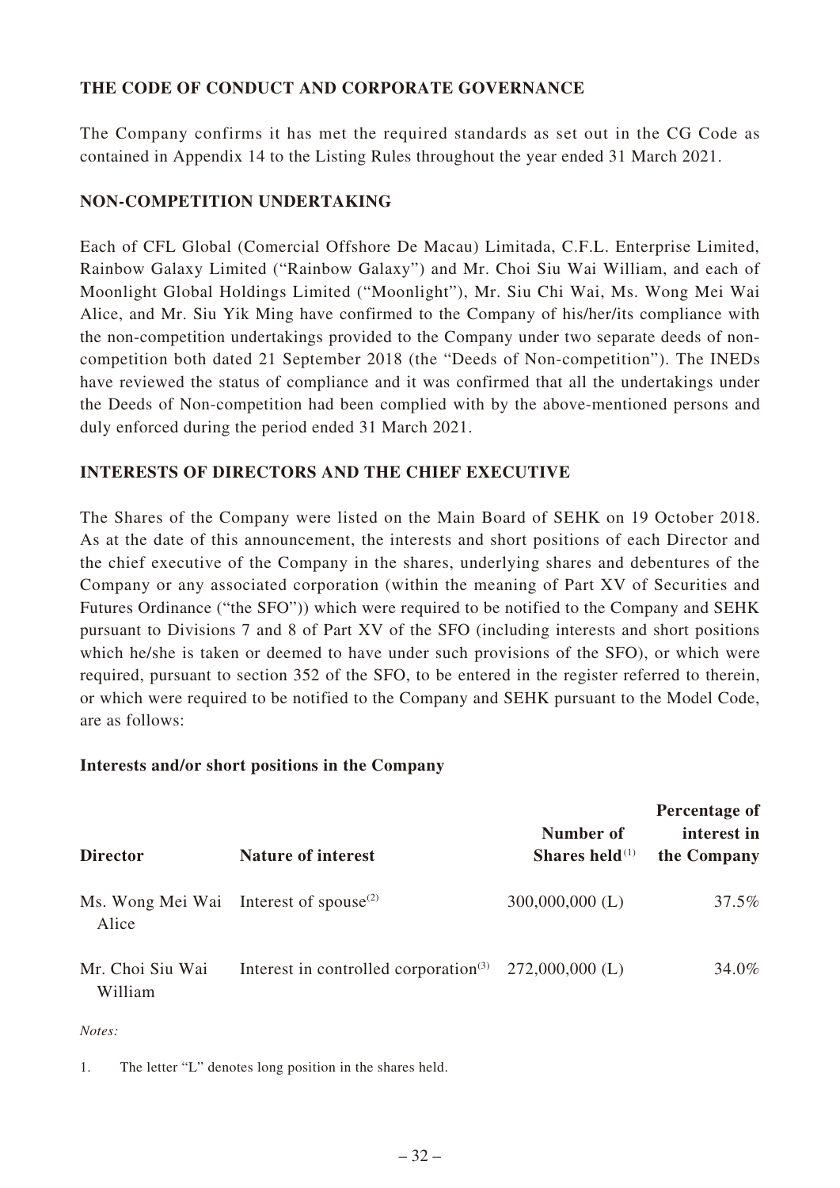## THE CODE OF CONDUCT AND CORPORATE GOVERNANCE

The Company confirms it has met the required standards as set out in the CG Code as contained in Appendix 14 to the Listing Rules throughout the year ended 31 March 2021.

## NON-COMPETITION UNDERTAKING

Each of CFL Global (Comercial Offshore De Macau) Limitada, C.F.L. Enterprise Limited, Rainbow Galaxy Limited ("Rainbow Galaxy") and Mr. Choi Siu Wai William, and each of Moonlight Global Holdings Limited ("Moonlight"), Mr. Siu Chi Wai, Ms. Wong Mei Wai Alice, and Mr. Siu Yik Ming have confirmed to the Company of his/her/its compliance with the non-competition undertakings provided to the Company under two separate deeds of non-competition both dated 21 September 2018 (the "Deeds of Non-competition"). The INEDs have reviewed the status of compliance and it was confirmed that all the undertakings under the Deeds of Non-competition had been complied with by the above-mentioned persons and duly enforced during the period ended 31 March 2021.

## INTERESTS OF DIRECTORS AND THE CHIEF EXECUTIVE

The Shares of the Company were listed on the Main Board of SEHK on 19 October 2018. As at the date of this announcement, the interests and short positions of each Director and the chief executive of the Company in the shares, underlying shares and debentures of the Company or any associated corporation (within the meaning of Part XV of Securities and Futures Ordinance ("the SFO")) which were required to be notified to the Company and SEHK pursuant to Divisions 7 and 8 of Part XV of the SFO (including interests and short positions which he/she is taken or deemed to have under such provisions of the SFO), or which were required, pursuant to section 352 of the SFO, to be entered in the register referred to therein, or which were required to be notified to the Company and SEHK pursuant to the Model Code, are as follows:

### Interests and/or short positions in the Company

| Director | Nature of interest | Number of Shares held[(1)] | Percentage of interest in the Company |
|---|---|---|---|
| Ms. Wong Mei Wai Alice | Interest of spouse[(2)] | 300,000,000 (L) | 37.5% |
| Mr. Choi Siu Wai William | Interest in controlled corporation[(3)] | 272,000,000 (L) | 34.0% |

*Notes:*

1. The letter "L" denotes long position in the shares held.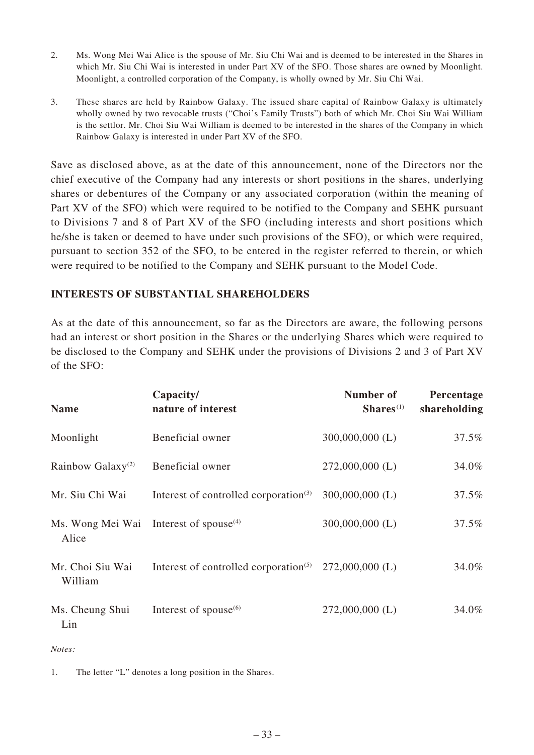2. Ms. Wong Mei Wai Alice is the spouse of Mr. Siu Chi Wai and is deemed to be interested in the Shares in which Mr. Siu Chi Wai is interested in under Part XV of the SFO. Those shares are owned by Moonlight. Moonlight, a controlled corporation of the Company, is wholly owned by Mr. Siu Chi Wai.

3. These shares are held by Rainbow Galaxy. The issued share capital of Rainbow Galaxy is ultimately wholly owned by two revocable trusts ("Choi's Family Trusts") both of which Mr. Choi Siu Wai William is the settlor. Mr. Choi Siu Wai William is deemed to be interested in the shares of the Company in which Rainbow Galaxy is interested in under Part XV of the SFO.

Save as disclosed above, as at the date of this announcement, none of the Directors nor the chief executive of the Company had any interests or short positions in the shares, underlying shares or debentures of the Company or any associated corporation (within the meaning of Part XV of the SFO) which were required to be notified to the Company and SEHK pursuant to Divisions 7 and 8 of Part XV of the SFO (including interests and short positions which he/she is taken or deemed to have under such provisions of the SFO), or which were required, pursuant to section 352 of the SFO, to be entered in the register referred to therein, or which were required to be notified to the Company and SEHK pursuant to the Model Code.

## INTERESTS OF SUBSTANTIAL SHAREHOLDERS

As at the date of this announcement, so far as the Directors are aware, the following persons had an interest or short position in the Shares or the underlying Shares which were required to be disclosed to the Company and SEHK under the provisions of Divisions 2 and 3 of Part XV of the SFO:

| Name | Capacity/ nature of interest | Number of Shares[1] | Percentage shareholding |
|---|---|---|---|
| Moonlight | Beneficial owner | 300,000,000 (L) | 37.5% |
| Rainbow Galaxy[2] | Beneficial owner | 272,000,000 (L) | 34.0% |
| Mr. Siu Chi Wai | Interest of controlled corporation[3] | 300,000,000 (L) | 37.5% |
| Ms. Wong Mei Wai Alice | Interest of spouse[4] | 300,000,000 (L) | 37.5% |
| Mr. Choi Siu Wai William | Interest of controlled corporation[5] | 272,000,000 (L) | 34.0% |
| Ms. Cheung Shui Lin | Interest of spouse[6] | 272,000,000 (L) | 34.0% |

*Notes:*

1. The letter "L" denotes a long position in the Shares.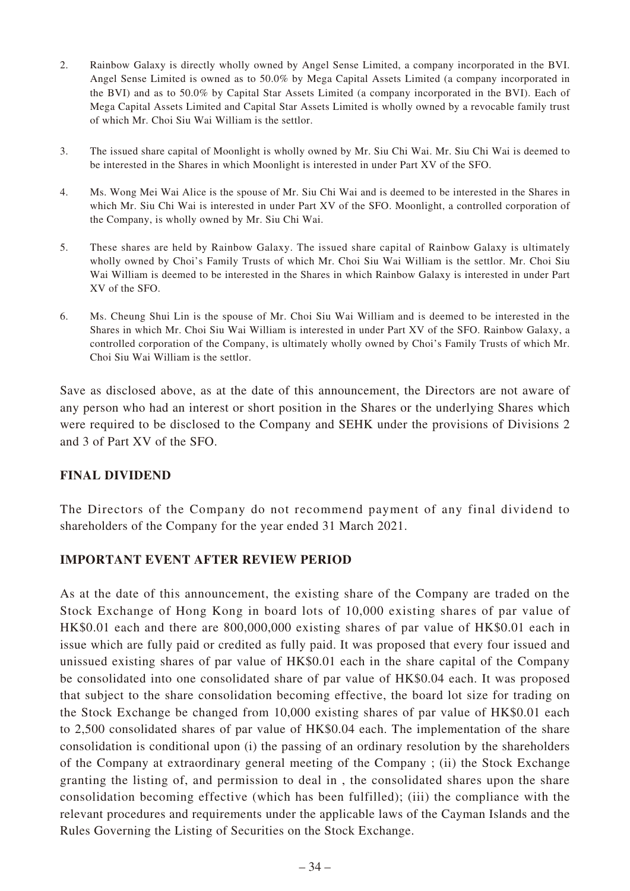2. Rainbow Galaxy is directly wholly owned by Angel Sense Limited, a company incorporated in the BVI. Angel Sense Limited is owned as to 50.0% by Mega Capital Assets Limited (a company incorporated in the BVI) and as to 50.0% by Capital Star Assets Limited (a company incorporated in the BVI). Each of Mega Capital Assets Limited and Capital Star Assets Limited is wholly owned by a revocable family trust of which Mr. Choi Siu Wai William is the settlor.

3. The issued share capital of Moonlight is wholly owned by Mr. Siu Chi Wai. Mr. Siu Chi Wai is deemed to be interested in the Shares in which Moonlight is interested in under Part XV of the SFO.

4. Ms. Wong Mei Wai Alice is the spouse of Mr. Siu Chi Wai and is deemed to be interested in the Shares in which Mr. Siu Chi Wai is interested in under Part XV of the SFO. Moonlight, a controlled corporation of the Company, is wholly owned by Mr. Siu Chi Wai.

5. These shares are held by Rainbow Galaxy. The issued share capital of Rainbow Galaxy is ultimately wholly owned by Choi's Family Trusts of which Mr. Choi Siu Wai William is the settlor. Mr. Choi Siu Wai William is deemed to be interested in the Shares in which Rainbow Galaxy is interested in under Part XV of the SFO.

6. Ms. Cheung Shui Lin is the spouse of Mr. Choi Siu Wai William and is deemed to be interested in the Shares in which Mr. Choi Siu Wai William is interested in under Part XV of the SFO. Rainbow Galaxy, a controlled corporation of the Company, is ultimately wholly owned by Choi's Family Trusts of which Mr. Choi Siu Wai William is the settlor.

Save as disclosed above, as at the date of this announcement, the Directors are not aware of any person who had an interest or short position in the Shares or the underlying Shares which were required to be disclosed to the Company and SEHK under the provisions of Divisions 2 and 3 of Part XV of the SFO.

## FINAL DIVIDEND

The Directors of the Company do not recommend payment of any final dividend to shareholders of the Company for the year ended 31 March 2021.

## IMPORTANT EVENT AFTER REVIEW PERIOD

As at the date of this announcement, the existing share of the Company are traded on the Stock Exchange of Hong Kong in board lots of 10,000 existing shares of par value of HK$0.01 each and there are 800,000,000 existing shares of par value of HK$0.01 each in issue which are fully paid or credited as fully paid. It was proposed that every four issued and unissued existing shares of par value of HK$0.01 each in the share capital of the Company be consolidated into one consolidated share of par value of HK$0.04 each. It was proposed that subject to the share consolidation becoming effective, the board lot size for trading on the Stock Exchange be changed from 10,000 existing shares of par value of HK$0.01 each to 2,500 consolidated shares of par value of HK$0.04 each. The implementation of the share consolidation is conditional upon (i) the passing of an ordinary resolution by the shareholders of the Company at extraordinary general meeting of the Company ; (ii) the Stock Exchange granting the listing of, and permission to deal in , the consolidated shares upon the share consolidation becoming effective (which has been fulfilled); (iii) the compliance with the relevant procedures and requirements under the applicable laws of the Cayman Islands and the Rules Governing the Listing of Securities on the Stock Exchange.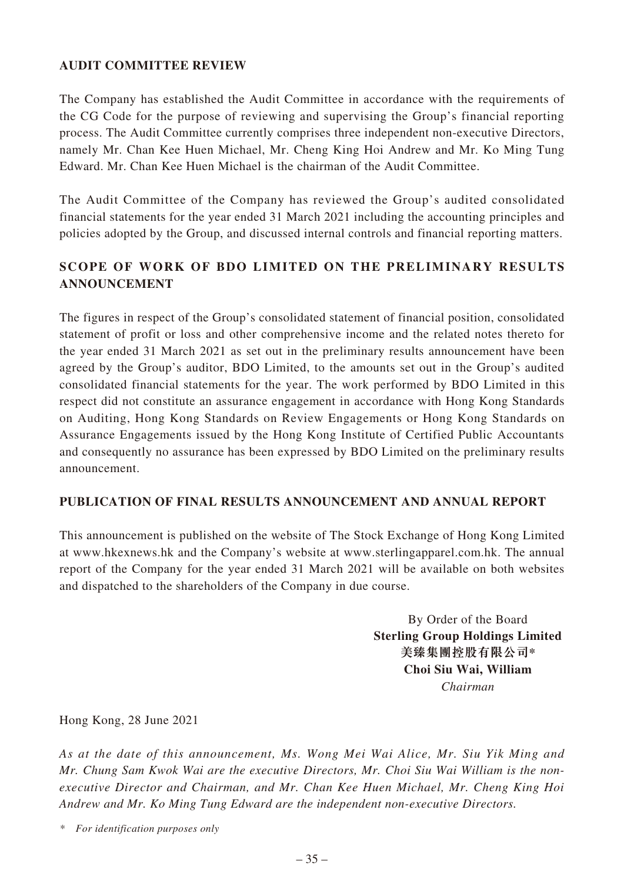## AUDIT COMMITTEE REVIEW

The Company has established the Audit Committee in accordance with the requirements of the CG Code for the purpose of reviewing and supervising the Group's financial reporting process. The Audit Committee currently comprises three independent non-executive Directors, namely Mr. Chan Kee Huen Michael, Mr. Cheng King Hoi Andrew and Mr. Ko Ming Tung Edward. Mr. Chan Kee Huen Michael is the chairman of the Audit Committee.

The Audit Committee of the Company has reviewed the Group's audited consolidated financial statements for the year ended 31 March 2021 including the accounting principles and policies adopted by the Group, and discussed internal controls and financial reporting matters.

## SCOPE OF WORK OF BDO LIMITED ON THE PRELIMINARY RESULTS ANNOUNCEMENT

The figures in respect of the Group's consolidated statement of financial position, consolidated statement of profit or loss and other comprehensive income and the related notes thereto for the year ended 31 March 2021 as set out in the preliminary results announcement have been agreed by the Group's auditor, BDO Limited, to the amounts set out in the Group's audited consolidated financial statements for the year. The work performed by BDO Limited in this respect did not constitute an assurance engagement in accordance with Hong Kong Standards on Auditing, Hong Kong Standards on Review Engagements or Hong Kong Standards on Assurance Engagements issued by the Hong Kong Institute of Certified Public Accountants and consequently no assurance has been expressed by BDO Limited on the preliminary results announcement.

## PUBLICATION OF FINAL RESULTS ANNOUNCEMENT AND ANNUAL REPORT

This announcement is published on the website of The Stock Exchange of Hong Kong Limited at www.hkexnews.hk and the Company's website at www.sterlingapparel.com.hk. The annual report of the Company for the year ended 31 March 2021 will be available on both websites and dispatched to the shareholders of the Company in due course.

By Order of the Board
**Sterling Group Holdings Limited**
**美臻集團控股有限公司***
**Choi Siu Wai, William**
*Chairman*

Hong Kong, 28 June 2021

*As at the date of this announcement, Ms. Wong Mei Wai Alice, Mr. Siu Yik Ming and Mr. Chung Sam Kwok Wai are the executive Directors, Mr. Choi Siu Wai William is the non-executive Director and Chairman, and Mr. Chan Kee Huen Michael, Mr. Cheng King Hoi Andrew and Mr. Ko Ming Tung Edward are the independent non-executive Directors.*

\* *For identification purposes only*